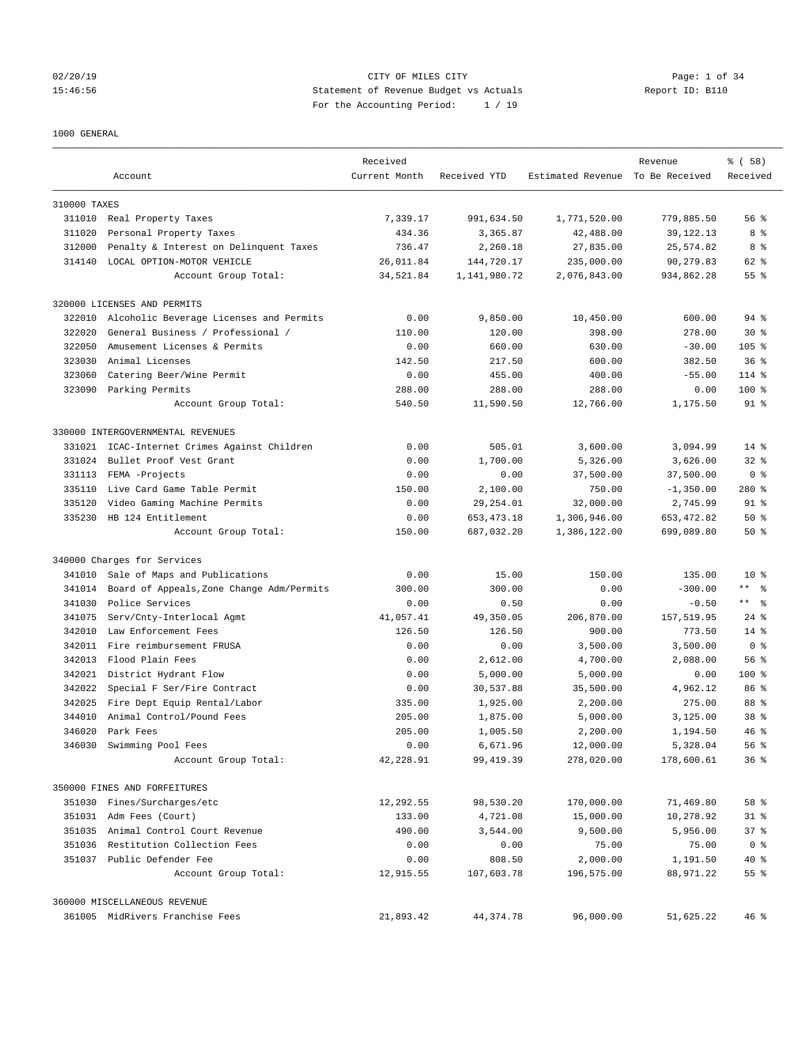02/20/19 CITY OF MILES CITY
15:46:56 Statement of Revenue Budget vs Actuals Report ID: B110
For the Accounting Period: 1 / 19

1000 GENERAL

| | Account | Received Current Month | Received YTD | Estimated Revenue | Revenue To Be Received | % ( 58) Received |
|---|---|---|---|---|---|---|
| **310000 TAXES** | | | | | | |
| 311010 | Real Property Taxes | 7,339.17 | 991,634.50 | 1,771,520.00 | 779,885.50 | 56 % |
| 311020 | Personal Property Taxes | 434.36 | 3,365.87 | 42,488.00 | 39,122.13 | 8 % |
| 312000 | Penalty & Interest on Delinquent Taxes | 736.47 | 2,260.18 | 27,835.00 | 25,574.82 | 8 % |
| 314140 | LOCAL OPTION-MOTOR VEHICLE | 26,011.84 | 144,720.17 | 235,000.00 | 90,279.83 | 62 % |
| | Account Group Total: | 34,521.84 | 1,141,980.72 | 2,076,843.00 | 934,862.28 | 55 % |
| **320000 LICENSES AND PERMITS** | | | | | | |
| 322010 | Alcoholic Beverage Licenses and Permits | 0.00 | 9,850.00 | 10,450.00 | 600.00 | 94 % |
| 322020 | General Business / Professional / | 110.00 | 120.00 | 398.00 | 278.00 | 30 % |
| 322050 | Amusement Licenses & Permits | 0.00 | 660.00 | 630.00 | -30.00 | 105 % |
| 323030 | Animal Licenses | 142.50 | 217.50 | 600.00 | 382.50 | 36 % |
| 323060 | Catering Beer/Wine Permit | 0.00 | 455.00 | 400.00 | -55.00 | 114 % |
| 323090 | Parking Permits | 288.00 | 288.00 | 288.00 | 0.00 | 100 % |
| | Account Group Total: | 540.50 | 11,590.50 | 12,766.00 | 1,175.50 | 91 % |
| **330000 INTERGOVERNMENTAL REVENUES** | | | | | | |
| 331021 | ICAC-Internet Crimes Against Children | 0.00 | 505.01 | 3,600.00 | 3,094.99 | 14 % |
| 331024 | Bullet Proof Vest Grant | 0.00 | 1,700.00 | 5,326.00 | 3,626.00 | 32 % |
| 331113 | FEMA -Projects | 0.00 | 0.00 | 37,500.00 | 37,500.00 | 0 % |
| 335110 | Live Card Game Table Permit | 150.00 | 2,100.00 | 750.00 | -1,350.00 | 280 % |
| 335120 | Video Gaming Machine Permits | 0.00 | 29,254.01 | 32,000.00 | 2,745.99 | 91 % |
| 335230 | HB 124 Entitlement | 0.00 | 653,473.18 | 1,306,946.00 | 653,472.82 | 50 % |
| | Account Group Total: | 150.00 | 687,032.20 | 1,386,122.00 | 699,089.80 | 50 % |
| **340000 Charges for Services** | | | | | | |
| 341010 | Sale of Maps and Publications | 0.00 | 15.00 | 150.00 | 135.00 | 10 % |
| 341014 | Board of Appeals,Zone Change Adm/Permits | 300.00 | 300.00 | 0.00 | -300.00 | ** % |
| 341030 | Police Services | 0.00 | 0.50 | 0.00 | -0.50 | ** % |
| 341075 | Serv/Cnty-Interlocal Agmt | 41,057.41 | 49,350.05 | 206,870.00 | 157,519.95 | 24 % |
| 342010 | Law Enforcement Fees | 126.50 | 126.50 | 900.00 | 773.50 | 14 % |
| 342011 | Fire reimbursement FRUSA | 0.00 | 0.00 | 3,500.00 | 3,500.00 | 0 % |
| 342013 | Flood Plain Fees | 0.00 | 2,612.00 | 4,700.00 | 2,088.00 | 56 % |
| 342021 | District Hydrant Flow | 0.00 | 5,000.00 | 5,000.00 | 0.00 | 100 % |
| 342022 | Special F Ser/Fire Contract | 0.00 | 30,537.88 | 35,500.00 | 4,962.12 | 86 % |
| 342025 | Fire Dept Equip Rental/Labor | 335.00 | 1,925.00 | 2,200.00 | 275.00 | 88 % |
| 344010 | Animal Control/Pound Fees | 205.00 | 1,875.00 | 5,000.00 | 3,125.00 | 38 % |
| 346020 | Park Fees | 205.00 | 1,005.50 | 2,200.00 | 1,194.50 | 46 % |
| 346030 | Swimming Pool Fees | 0.00 | 6,671.96 | 12,000.00 | 5,328.04 | 56 % |
| | Account Group Total: | 42,228.91 | 99,419.39 | 278,020.00 | 178,600.61 | 36 % |
| **350000 FINES AND FORFEITURES** | | | | | | |
| 351030 | Fines/Surcharges/etc | 12,292.55 | 98,530.20 | 170,000.00 | 71,469.80 | 58 % |
| 351031 | Adm Fees (Court) | 133.00 | 4,721.08 | 15,000.00 | 10,278.92 | 31 % |
| 351035 | Animal Control Court Revenue | 490.00 | 3,544.00 | 9,500.00 | 5,956.00 | 37 % |
| 351036 | Restitution Collection Fees | 0.00 | 0.00 | 75.00 | 75.00 | 0 % |
| 351037 | Public Defender Fee | 0.00 | 808.50 | 2,000.00 | 1,191.50 | 40 % |
| | Account Group Total: | 12,915.55 | 107,603.78 | 196,575.00 | 88,971.22 | 55 % |
| **360000 MISCELLANEOUS REVENUE** | | | | | | |
| 361005 | MidRivers Franchise Fees | 21,893.42 | 44,374.78 | 96,000.00 | 51,625.22 | 46 % |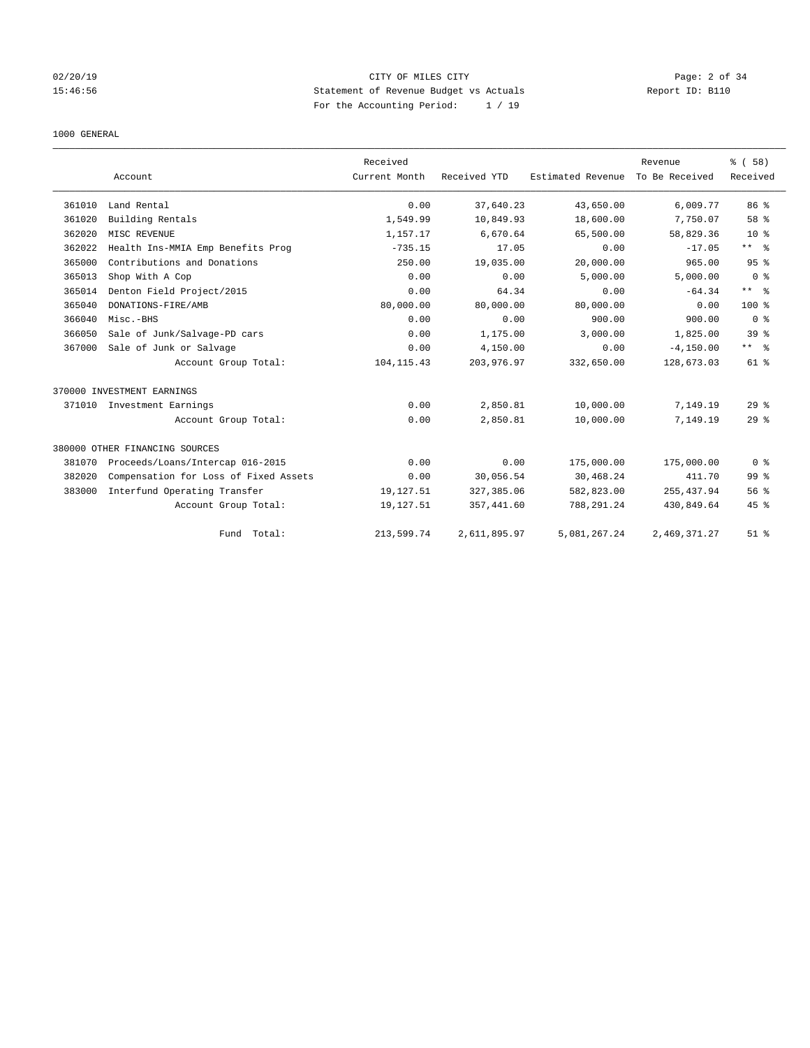CITY OF MILES CITY
Statement of Revenue Budget vs Actuals
For the Accounting Period: 1 / 19

02/20/19
15:46:56

Report ID: B110

1000 GENERAL

| | Account | Received Current Month | Received YTD | Estimated Revenue | Revenue To Be Received | % ( 58) Received |
|---|---|---|---|---|---|---|
| 361010 | Land Rental | 0.00 | 37,640.23 | 43,650.00 | 6,009.77 | 86 % |
| 361020 | Building Rentals | 1,549.99 | 10,849.93 | 18,600.00 | 7,750.07 | 58 % |
| 362020 | MISC REVENUE | 1,157.17 | 6,670.64 | 65,500.00 | 58,829.36 | 10 % |
| 362022 | Health Ins-MMIA Emp Benefits Prog | -735.15 | 17.05 | 0.00 | -17.05 | ** % |
| 365000 | Contributions and Donations | 250.00 | 19,035.00 | 20,000.00 | 965.00 | 95 % |
| 365013 | Shop With A Cop | 0.00 | 0.00 | 5,000.00 | 5,000.00 | 0 % |
| 365014 | Denton Field Project/2015 | 0.00 | 64.34 | 0.00 | -64.34 | ** % |
| 365040 | DONATIONS-FIRE/AMB | 80,000.00 | 80,000.00 | 80,000.00 | 0.00 | 100 % |
| 366040 | Misc.-BHS | 0.00 | 0.00 | 900.00 | 900.00 | 0 % |
| 366050 | Sale of Junk/Salvage-PD cars | 0.00 | 1,175.00 | 3,000.00 | 1,825.00 | 39 % |
| 367000 | Sale of Junk or Salvage | 0.00 | 4,150.00 | 0.00 | -4,150.00 | ** % |
| | Account Group Total: | 104,115.43 | 203,976.97 | 332,650.00 | 128,673.03 | 61 % |
| 370000 INVESTMENT EARNINGS | | | | | | |
| 371010 | Investment Earnings | 0.00 | 2,850.81 | 10,000.00 | 7,149.19 | 29 % |
| | Account Group Total: | 0.00 | 2,850.81 | 10,000.00 | 7,149.19 | 29 % |
| 380000 OTHER FINANCING SOURCES | | | | | | |
| 381070 | Proceeds/Loans/Intercap 016-2015 | 0.00 | 0.00 | 175,000.00 | 175,000.00 | 0 % |
| 382020 | Compensation for Loss of Fixed Assets | 0.00 | 30,056.54 | 30,468.24 | 411.70 | 99 % |
| 383000 | Interfund Operating Transfer | 19,127.51 | 327,385.06 | 582,823.00 | 255,437.94 | 56 % |
| | Account Group Total: | 19,127.51 | 357,441.60 | 788,291.24 | 430,849.64 | 45 % |
| | Fund Total: | 213,599.74 | 2,611,895.97 | 5,081,267.24 | 2,469,371.27 | 51 % |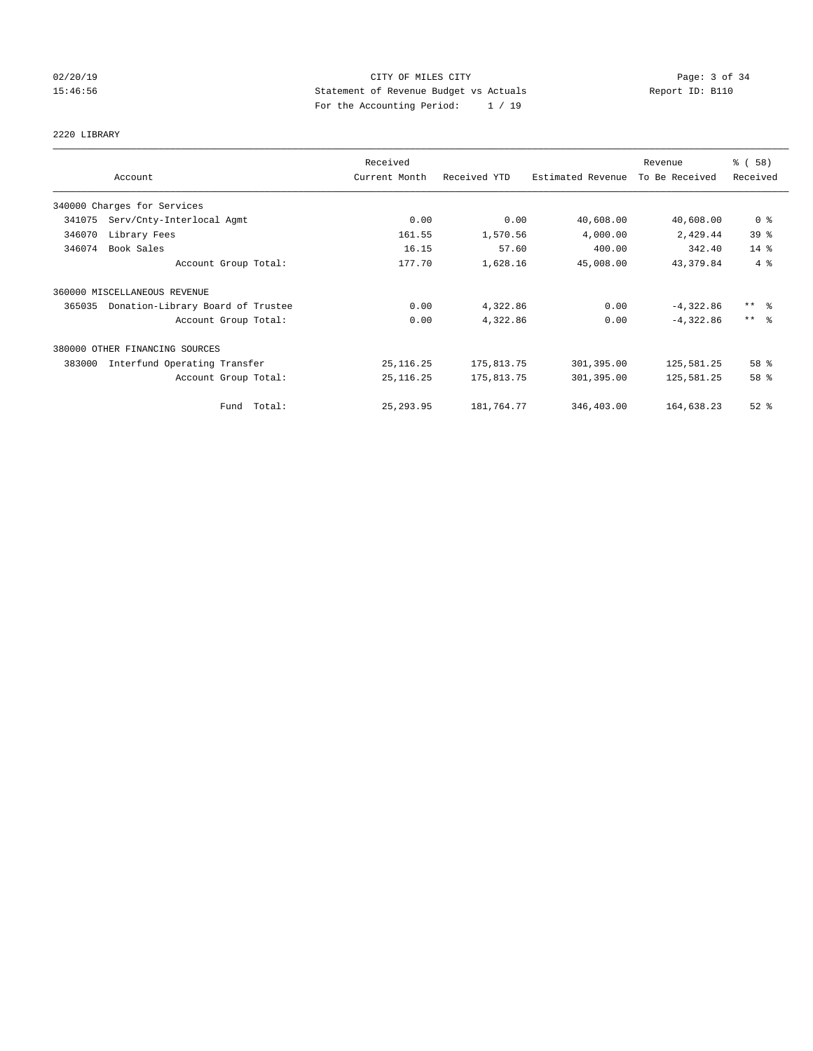CITY OF MILES CITY
Statement of Revenue Budget vs Actuals
For the Accounting Period: 1 / 19

02/20/19
15:46:56

Report ID: B110

2220 LIBRARY

| Account | Received Current Month | Received YTD | Estimated Revenue | Revenue To Be Received | % ( 58) Received |
|---|---|---|---|---|---|
| 340000 Charges for Services | | | | | |
| 341075 Serv/Cnty-Interlocal Agmt | 0.00 | 0.00 | 40,608.00 | 40,608.00 | 0 % |
| 346070 Library Fees | 161.55 | 1,570.56 | 4,000.00 | 2,429.44 | 39 % |
| 346074 Book Sales | 16.15 | 57.60 | 400.00 | 342.40 | 14 % |
| Account Group Total: | 177.70 | 1,628.16 | 45,008.00 | 43,379.84 | 4 % |
| 360000 MISCELLANEOUS REVENUE | | | | | |
| 365035 Donation-Library Board of Trustee | 0.00 | 4,322.86 | 0.00 | -4,322.86 | ** % |
| Account Group Total: | 0.00 | 4,322.86 | 0.00 | -4,322.86 | ** % |
| 380000 OTHER FINANCING SOURCES | | | | | |
| 383000 Interfund Operating Transfer | 25,116.25 | 175,813.75 | 301,395.00 | 125,581.25 | 58 % |
| Account Group Total: | 25,116.25 | 175,813.75 | 301,395.00 | 125,581.25 | 58 % |
| Fund Total: | 25,293.95 | 181,764.77 | 346,403.00 | 164,638.23 | 52 % |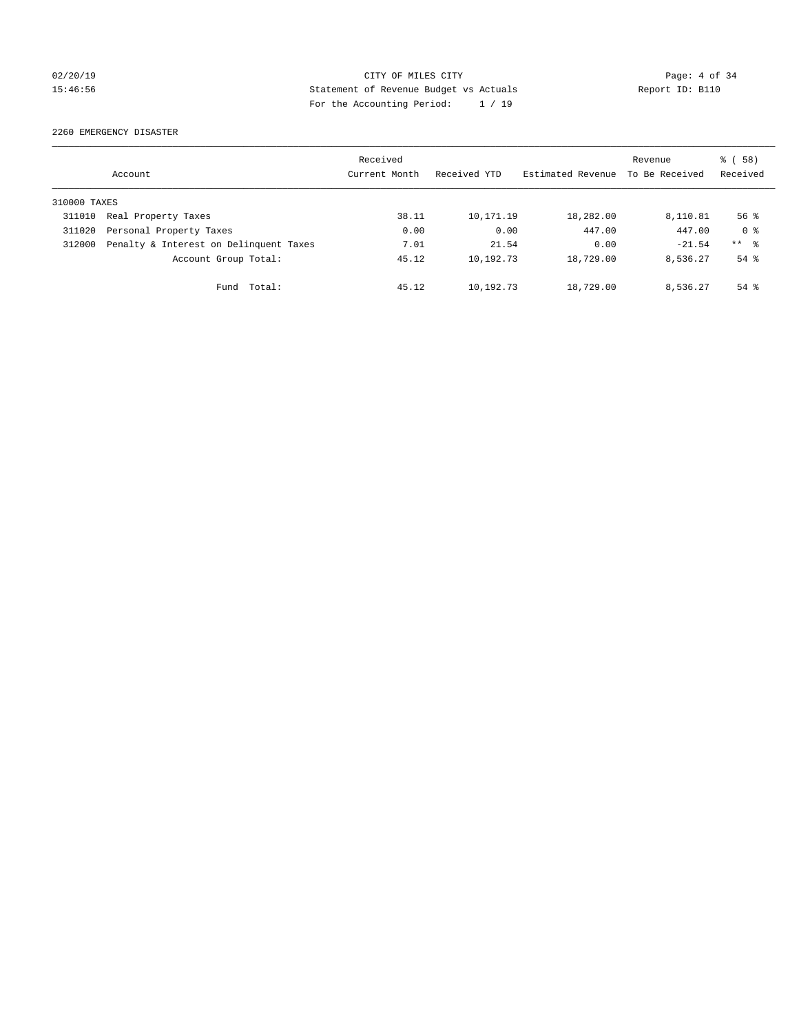CITY OF MILES CITY
Statement of Revenue Budget vs Actuals
For the Accounting Period: 1 / 19

02/20/19
15:46:56

Report ID: B110

2260 EMERGENCY DISASTER

| Account | | Received Current Month | Received YTD | Estimated Revenue | Revenue To Be Received | % ( 58) Received |
|---|---|---|---|---|---|---|
| 310000 TAXES | | | | | | |
| 311010 | Real Property Taxes | 38.11 | 10,171.19 | 18,282.00 | 8,110.81 | 56 % |
| 311020 | Personal Property Taxes | 0.00 | 0.00 | 447.00 | 447.00 | 0 % |
| 312000 | Penalty & Interest on Delinquent Taxes | 7.01 | 21.54 | 0.00 | -21.54 | ** % |
| | Account Group Total: | 45.12 | 10,192.73 | 18,729.00 | 8,536.27 | 54 % |
| | Fund Total: | 45.12 | 10,192.73 | 18,729.00 | 8,536.27 | 54 % |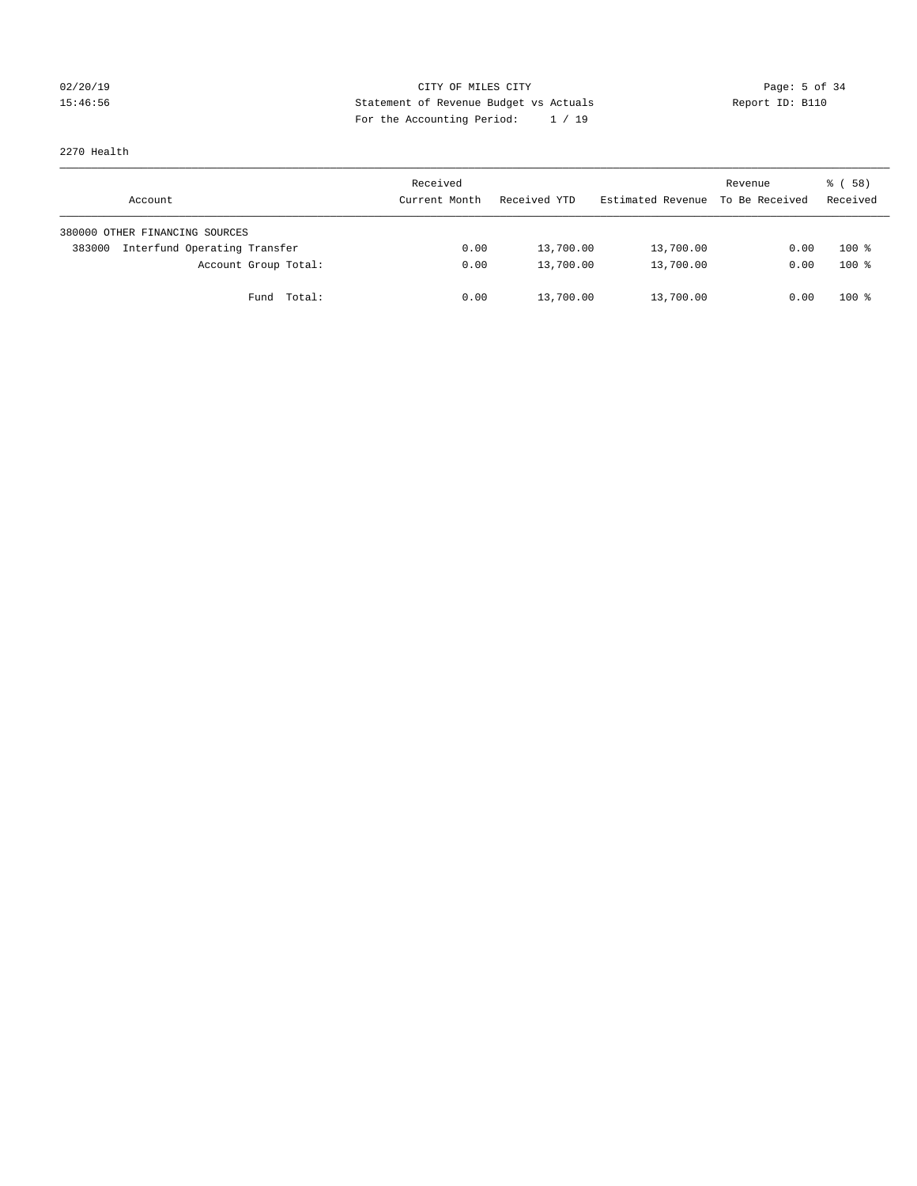CITY OF MILES CITY
Statement of Revenue Budget vs Actuals
For the Accounting Period: 1 / 19

02/20/19
15:46:56

Report ID: B110

2270 Health

| Account | Received Current Month | Received YTD | Estimated Revenue | Revenue To Be Received | % ( 58) Received |
|---|---|---|---|---|---|
| 380000 OTHER FINANCING SOURCES | | | | | |
| 383000 Interfund Operating Transfer | 0.00 | 13,700.00 | 13,700.00 | 0.00 | 100 % |
| Account Group Total: | 0.00 | 13,700.00 | 13,700.00 | 0.00 | 100 % |
| Fund Total: | 0.00 | 13,700.00 | 13,700.00 | 0.00 | 100 % |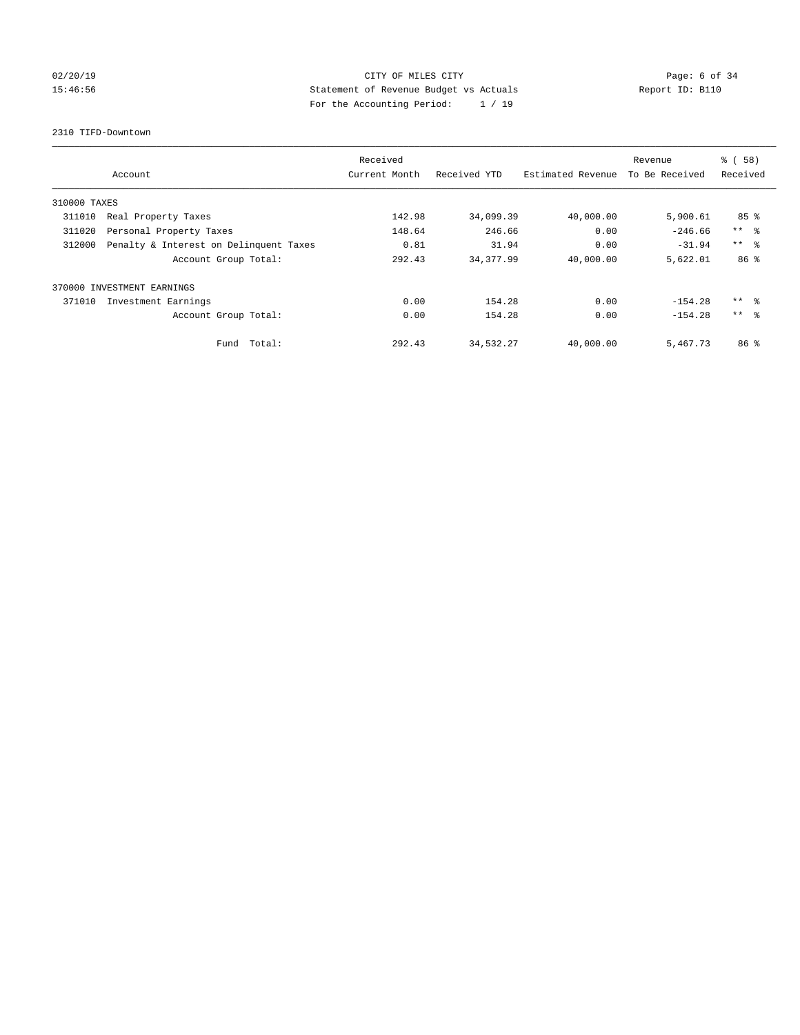CITY OF MILES CITY
Statement of Revenue Budget vs Actuals
For the Accounting Period: 1 / 19

02/20/19
15:46:56

Report ID: B110

2310 TIFD-Downtown

| Account | | Received Current Month | Received YTD | Estimated Revenue | Revenue To Be Received | % ( 58) Received |
|---|---|---|---|---|---|---|
| 310000 TAXES | | | | | | |
| 311010 | Real Property Taxes | 142.98 | 34,099.39 | 40,000.00 | 5,900.61 | 85 % |
| 311020 | Personal Property Taxes | 148.64 | 246.66 | 0.00 | -246.66 | ** % |
| 312000 | Penalty & Interest on Delinquent Taxes | 0.81 | 31.94 | 0.00 | -31.94 | ** % |
| | Account Group Total: | 292.43 | 34,377.99 | 40,000.00 | 5,622.01 | 86 % |
| 370000 INVESTMENT EARNINGS | | | | | | |
| 371010 | Investment Earnings | 0.00 | 154.28 | 0.00 | -154.28 | ** % |
| | Account Group Total: | 0.00 | 154.28 | 0.00 | -154.28 | ** % |
| | Fund Total: | 292.43 | 34,532.27 | 40,000.00 | 5,467.73 | 86 % |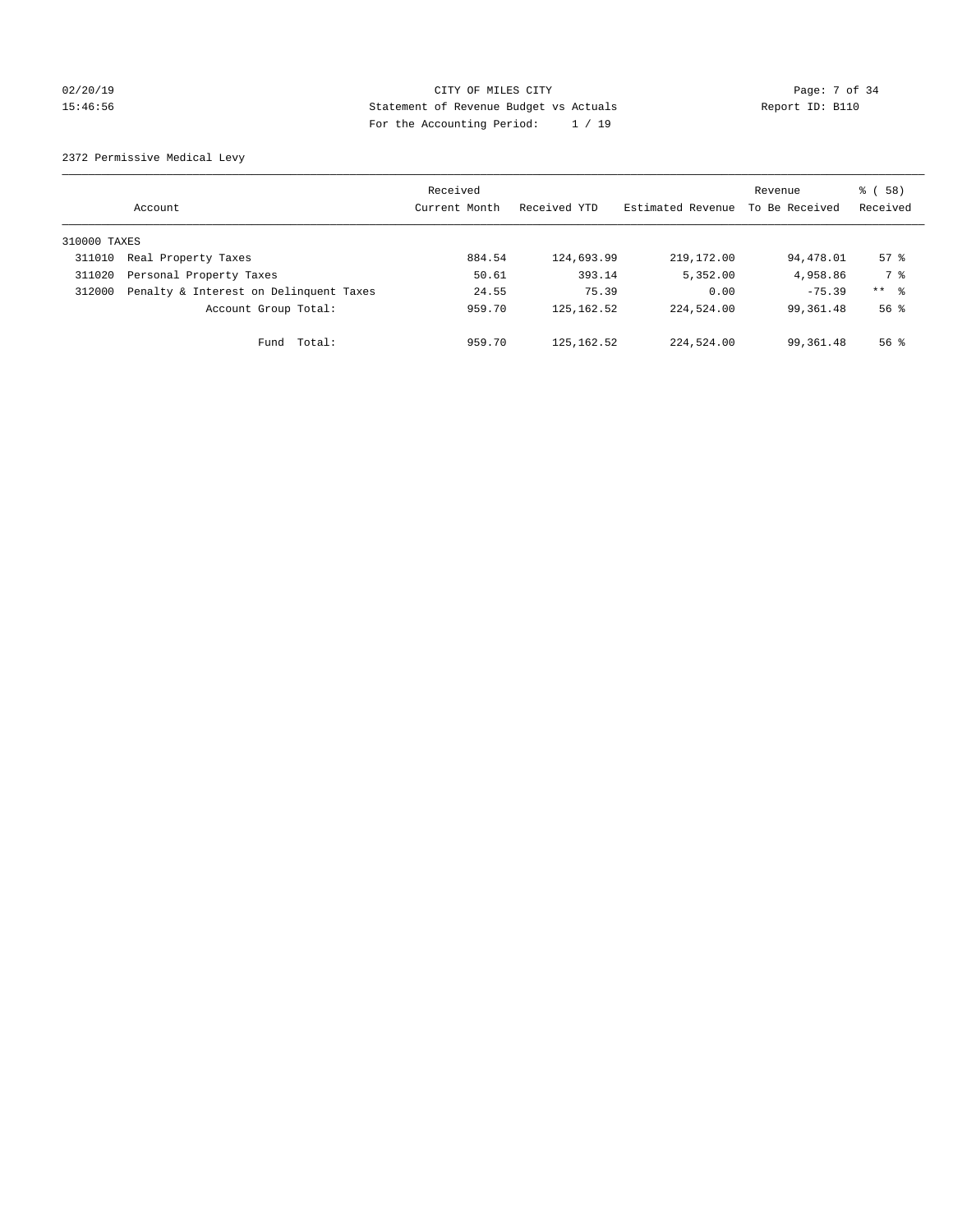CITY OF MILES CITY
Statement of Revenue Budget vs Actuals
For the Accounting Period: 1 / 19

02/20/19
15:46:56

Report ID: B110

## 2372 Permissive Medical Levy

| Account | | Received Current Month | Received YTD | Estimated Revenue | Revenue To Be Received | % ( 58) Received |
|---|---|---|---|---|---|---|
| 310000 TAXES | | | | | | |
| 311010 | Real Property Taxes | 884.54 | 124,693.99 | 219,172.00 | 94,478.01 | 57 % |
| 311020 | Personal Property Taxes | 50.61 | 393.14 | 5,352.00 | 4,958.86 | 7 % |
| 312000 | Penalty & Interest on Delinquent Taxes | 24.55 | 75.39 | 0.00 | -75.39 | ** % |
| | Account Group Total: | 959.70 | 125,162.52 | 224,524.00 | 99,361.48 | 56 % |
| | Fund Total: | 959.70 | 125,162.52 | 224,524.00 | 99,361.48 | 56 % |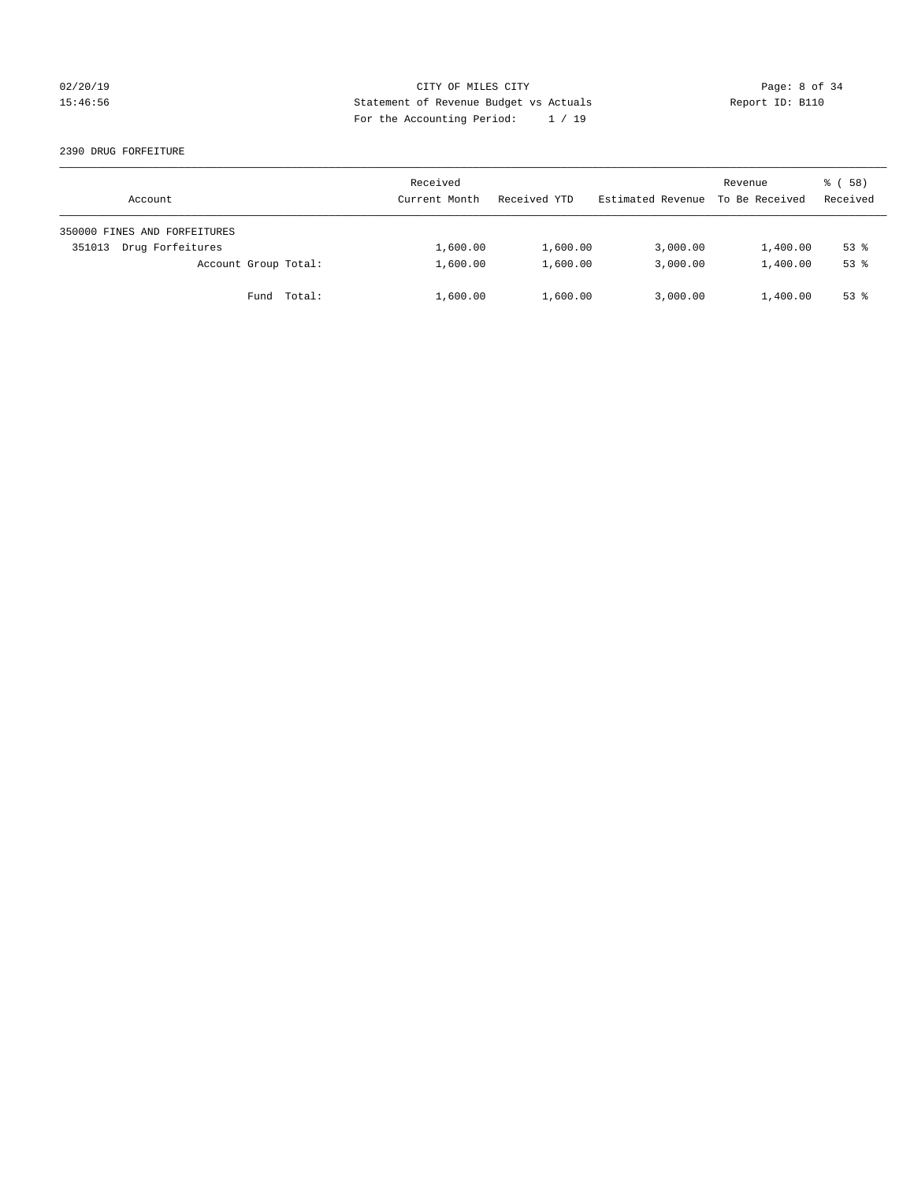CITY OF MILES CITY
Statement of Revenue Budget vs Actuals
For the Accounting Period: 1 / 19

02/20/19
15:46:56

Report ID: B110

2390 DRUG FORFEITURE

| Account | Received Current Month | Received YTD | Estimated Revenue | Revenue To Be Received | % ( 58) Received |
|---|---|---|---|---|---|
| 350000 FINES AND FORFEITURES | | | | | |
| 351013 Drug Forfeitures | 1,600.00 | 1,600.00 | 3,000.00 | 1,400.00 | 53 % |
| Account Group Total: | 1,600.00 | 1,600.00 | 3,000.00 | 1,400.00 | 53 % |
| Fund Total: | 1,600.00 | 1,600.00 | 3,000.00 | 1,400.00 | 53 % |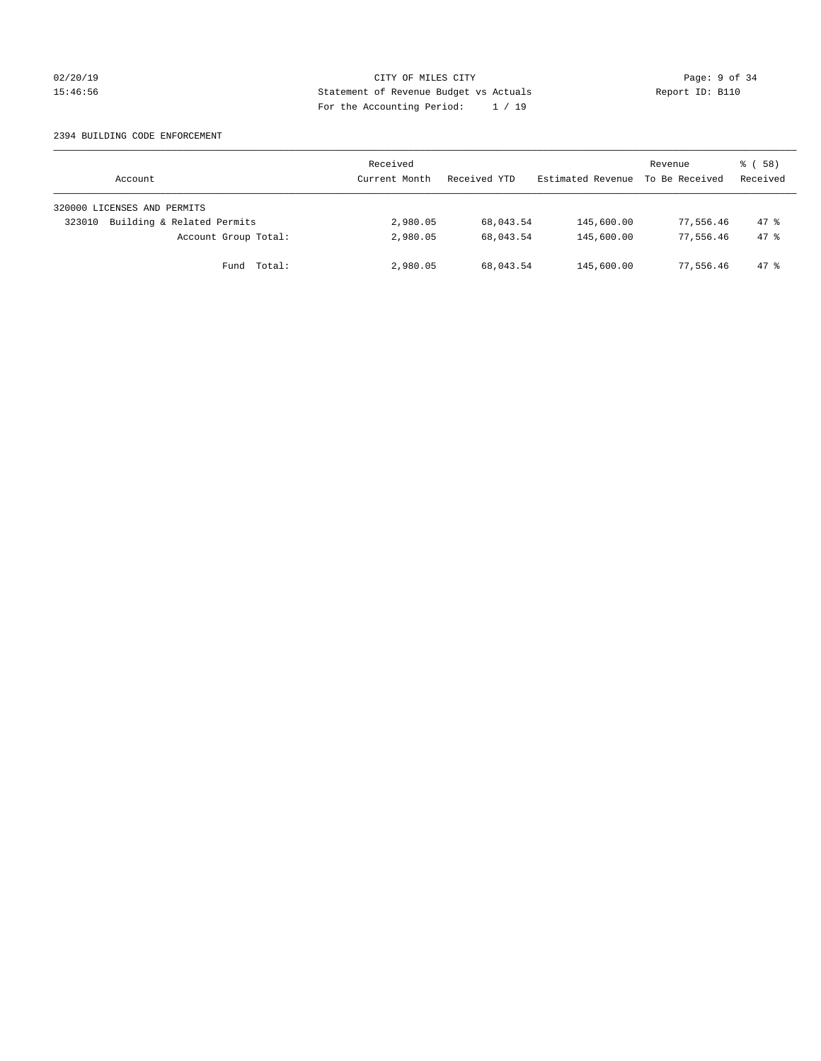02/20/19
15:46:56

CITY OF MILES CITY
Statement of Revenue Budget vs Actuals
For the Accounting Period: 1 / 19

Report ID: B110

2394 BUILDING CODE ENFORCEMENT

| Account | Received Current Month | Received YTD | Estimated Revenue | Revenue To Be Received | % ( 58) Received |
|---|---|---|---|---|---|
| 320000 LICENSES AND PERMITS | | | | | |
| 323010 Building & Related Permits | 2,980.05 | 68,043.54 | 145,600.00 | 77,556.46 | 47 % |
| Account Group Total: | 2,980.05 | 68,043.54 | 145,600.00 | 77,556.46 | 47 % |
| Fund Total: | 2,980.05 | 68,043.54 | 145,600.00 | 77,556.46 | 47 % |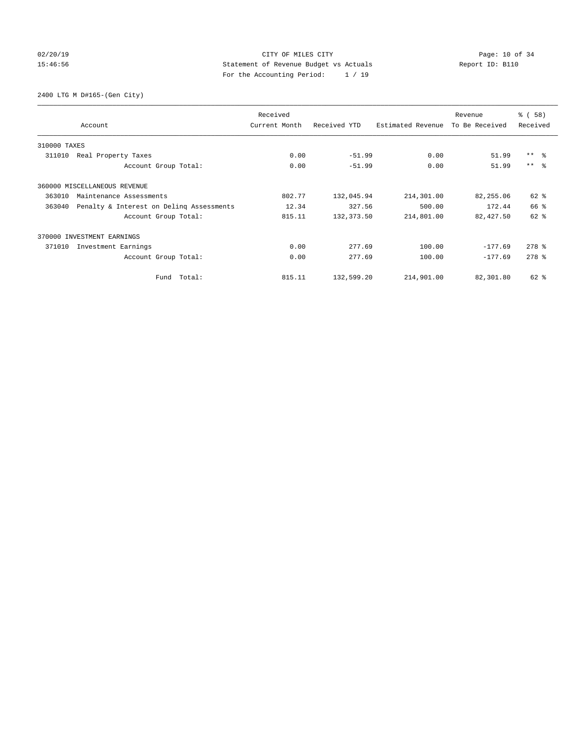CITY OF MILES CITY

Statement of Revenue Budget vs Actuals

For the Accounting Period: 1 / 19

02/20/19
15:46:56

Report ID: B110

2400 LTG M D#165-(Gen City)

| Account | Received Current Month | Received YTD | Estimated Revenue | Revenue To Be Received | % ( 58) Received |
|---|---|---|---|---|---|
| 310000 TAXES | | | | | |
| 311010 Real Property Taxes | 0.00 | -51.99 | 0.00 | 51.99 | ** % |
| Account Group Total: | 0.00 | -51.99 | 0.00 | 51.99 | ** % |
| 360000 MISCELLANEOUS REVENUE | | | | | |
| 363010 Maintenance Assessments | 802.77 | 132,045.94 | 214,301.00 | 82,255.06 | 62 % |
| 363040 Penalty & Interest on Delinq Assessments | 12.34 | 327.56 | 500.00 | 172.44 | 66 % |
| Account Group Total: | 815.11 | 132,373.50 | 214,801.00 | 82,427.50 | 62 % |
| 370000 INVESTMENT EARNINGS | | | | | |
| 371010 Investment Earnings | 0.00 | 277.69 | 100.00 | -177.69 | 278 % |
| Account Group Total: | 0.00 | 277.69 | 100.00 | -177.69 | 278 % |
| Fund Total: | 815.11 | 132,599.20 | 214,901.00 | 82,301.80 | 62 % |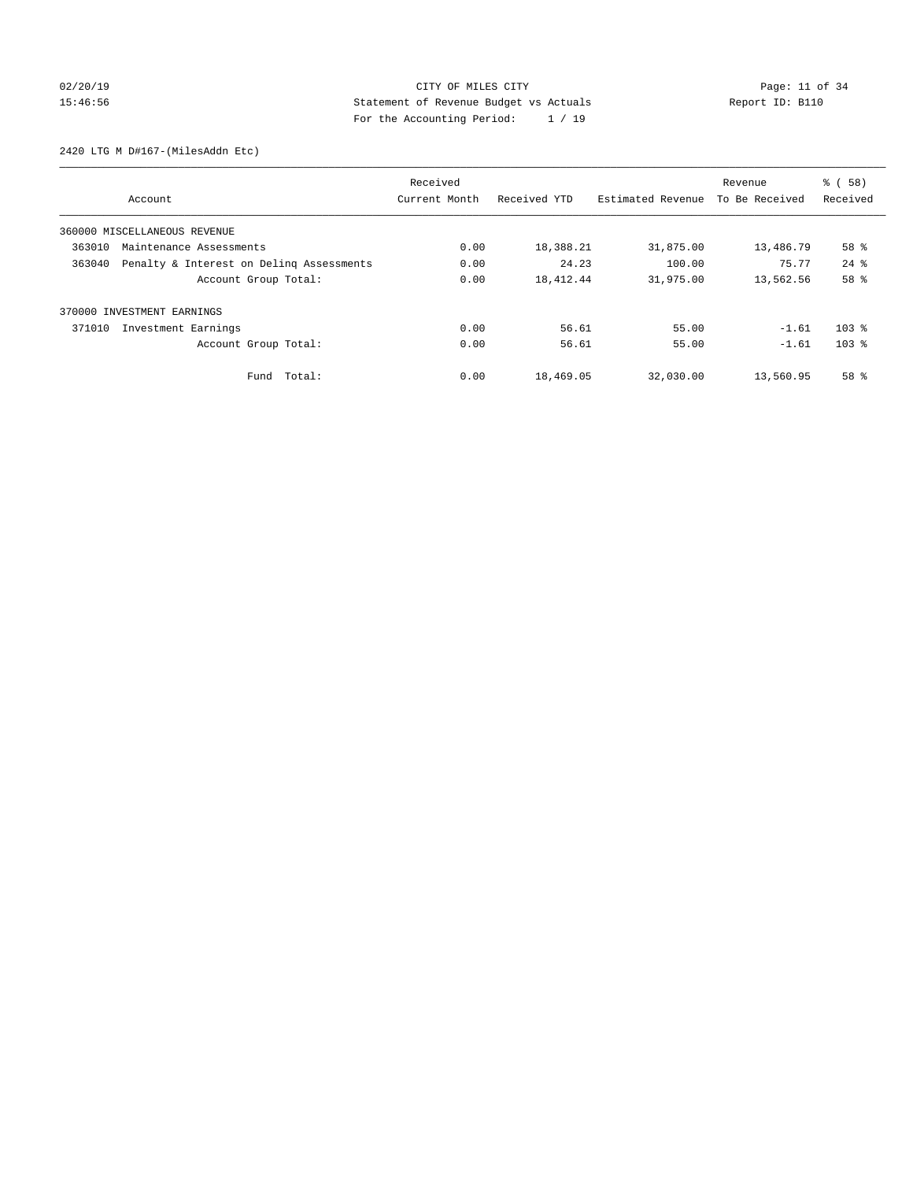CITY OF MILES CITY
Statement of Revenue Budget vs Actuals
For the Accounting Period: 1 / 19

02/20/19
15:46:56

Report ID: B110

2420 LTG M D#167-(MilesAddn Etc)

| Account | Received Current Month | Received YTD | Estimated Revenue | Revenue To Be Received | % ( 58) Received |
|---|---|---|---|---|---|
| 360000 MISCELLANEOUS REVENUE | | | | | |
| 363010 Maintenance Assessments | 0.00 | 18,388.21 | 31,875.00 | 13,486.79 | 58 % |
| 363040 Penalty & Interest on Delinq Assessments | 0.00 | 24.23 | 100.00 | 75.77 | 24 % |
| Account Group Total: | 0.00 | 18,412.44 | 31,975.00 | 13,562.56 | 58 % |
| 370000 INVESTMENT EARNINGS | | | | | |
| 371010 Investment Earnings | 0.00 | 56.61 | 55.00 | -1.61 | 103 % |
| Account Group Total: | 0.00 | 56.61 | 55.00 | -1.61 | 103 % |
| Fund Total: | 0.00 | 18,469.05 | 32,030.00 | 13,560.95 | 58 % |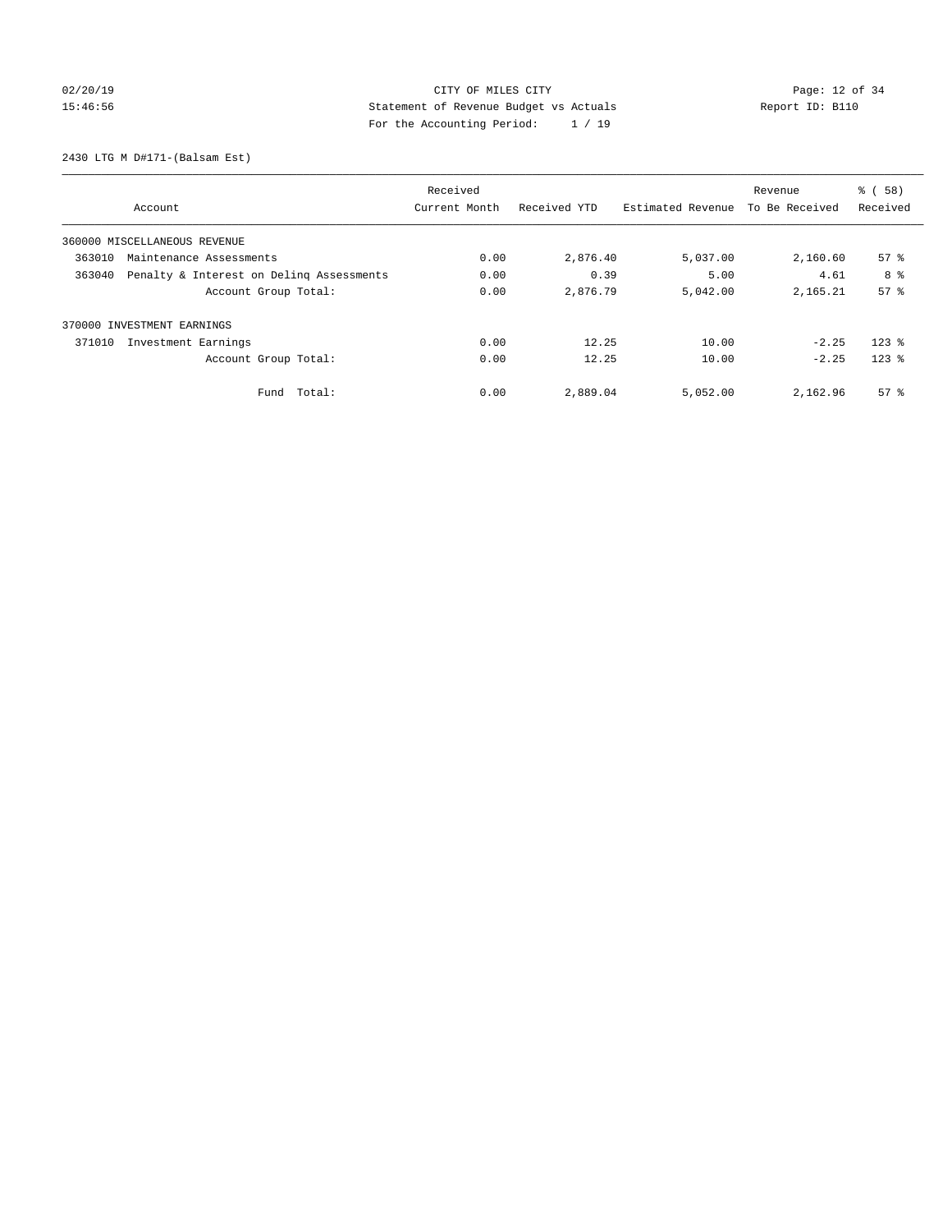CITY OF MILES CITY
Statement of Revenue Budget vs Actuals
For the Accounting Period: 1 / 19

02/20/19
15:46:56

Report ID: B110

2430 LTG M D#171-(Balsam Est)

| Account | Received Current Month | Received YTD | Estimated Revenue | Revenue To Be Received | % ( 58) Received |
|---|---|---|---|---|---|
| 360000 MISCELLANEOUS REVENUE | | | | | |
| 363010 Maintenance Assessments | 0.00 | 2,876.40 | 5,037.00 | 2,160.60 | 57 % |
| 363040 Penalty & Interest on Delinq Assessments | 0.00 | 0.39 | 5.00 | 4.61 | 8 % |
| Account Group Total: | 0.00 | 2,876.79 | 5,042.00 | 2,165.21 | 57 % |
| 370000 INVESTMENT EARNINGS | | | | | |
| 371010 Investment Earnings | 0.00 | 12.25 | 10.00 | -2.25 | 123 % |
| Account Group Total: | 0.00 | 12.25 | 10.00 | -2.25 | 123 % |
| Fund Total: | 0.00 | 2,889.04 | 5,052.00 | 2,162.96 | 57 % |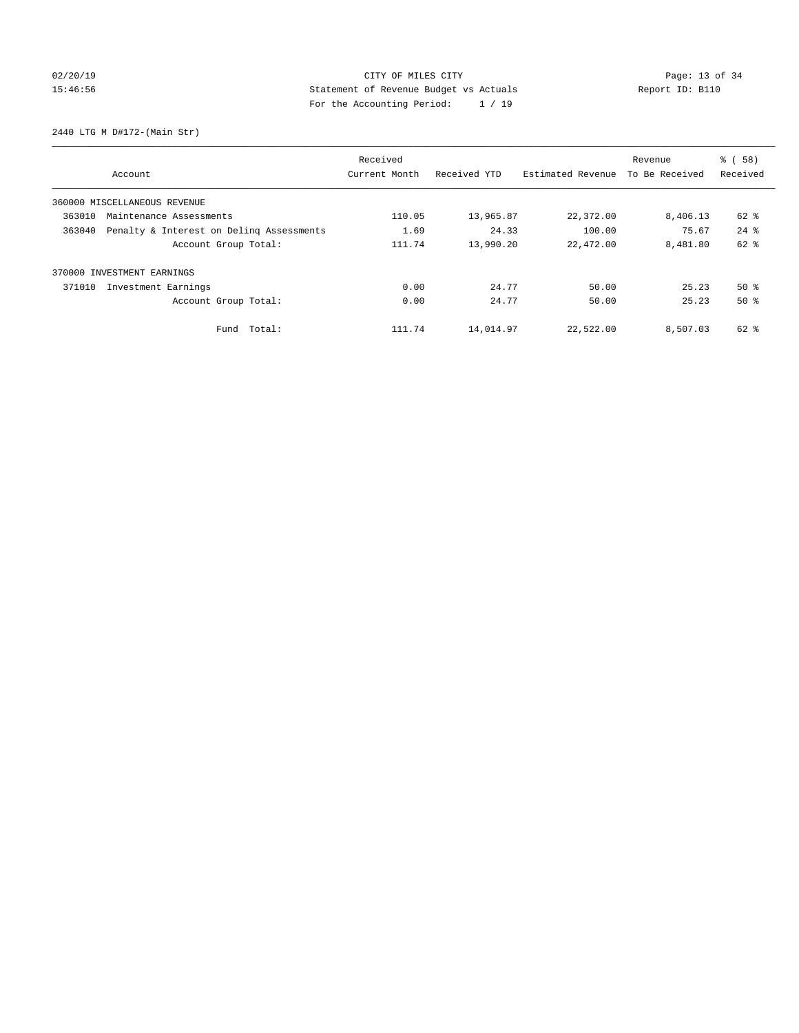CITY OF MILES CITY
Statement of Revenue Budget vs Actuals
For the Accounting Period: 1 / 19

02/20/19
15:46:56

Report ID: B110

2440 LTG M D#172-(Main Str)

| Account | Received Current Month | Received YTD | Estimated Revenue | Revenue To Be Received | % ( 58) Received |
|---|---|---|---|---|---|
| 360000 MISCELLANEOUS REVENUE | | | | | |
| 363010 Maintenance Assessments | 110.05 | 13,965.87 | 22,372.00 | 8,406.13 | 62 % |
| 363040 Penalty & Interest on Delinq Assessments | 1.69 | 24.33 | 100.00 | 75.67 | 24 % |
| Account Group Total: | 111.74 | 13,990.20 | 22,472.00 | 8,481.80 | 62 % |
| 370000 INVESTMENT EARNINGS | | | | | |
| 371010 Investment Earnings | 0.00 | 24.77 | 50.00 | 25.23 | 50 % |
| Account Group Total: | 0.00 | 24.77 | 50.00 | 25.23 | 50 % |
| Fund Total: | 111.74 | 14,014.97 | 22,522.00 | 8,507.03 | 62 % |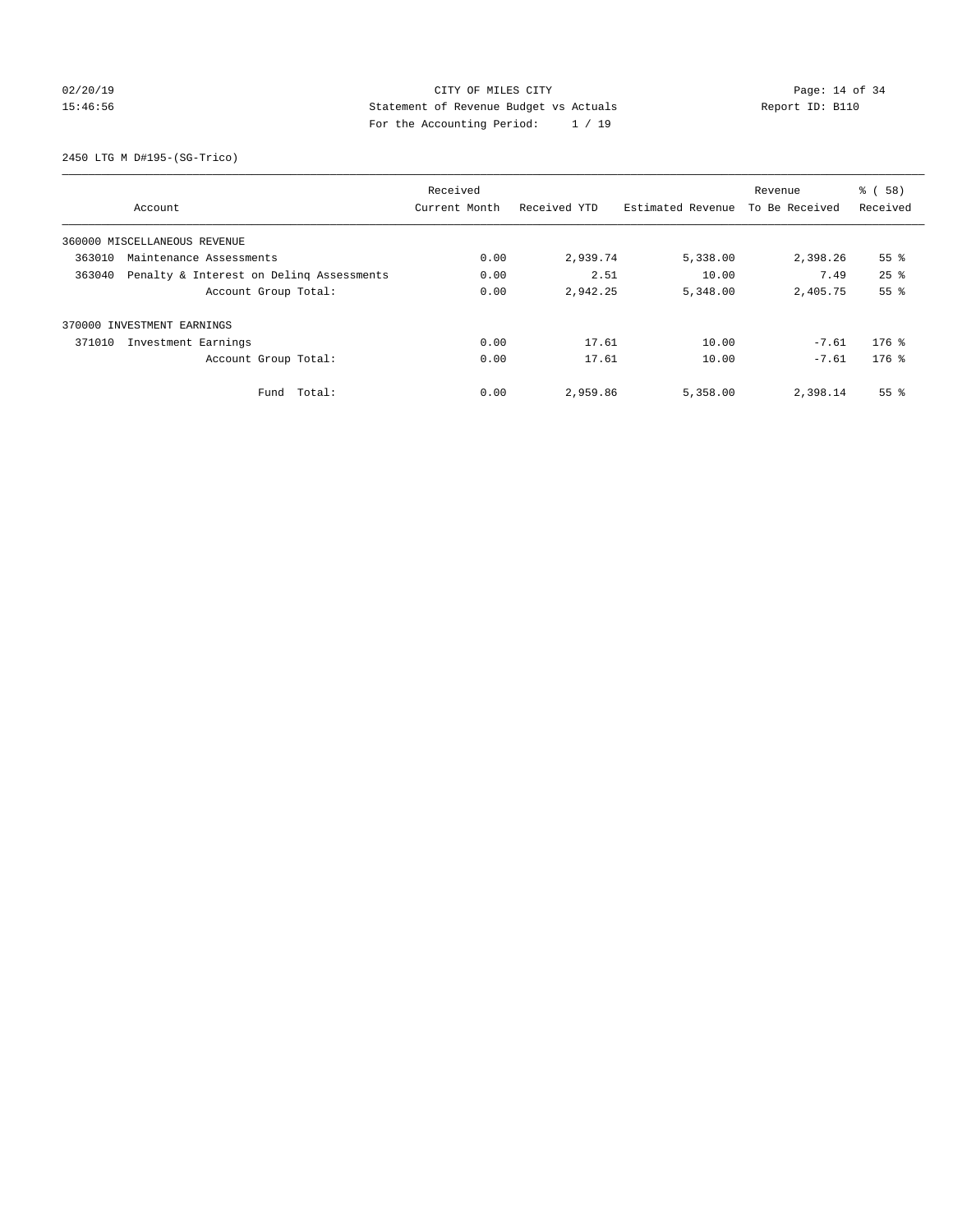CITY OF MILES CITY
Statement of Revenue Budget vs Actuals
For the Accounting Period: 1 / 19

2450 LTG M D#195-(SG-Trico)

| Account | Received Current Month | Received YTD | Estimated Revenue | Revenue To Be Received | % ( 58) Received |
|---|---|---|---|---|---|
| 360000 MISCELLANEOUS REVENUE | | | | | |
| 363010 Maintenance Assessments | 0.00 | 2,939.74 | 5,338.00 | 2,398.26 | 55 % |
| 363040 Penalty & Interest on Delinq Assessments | 0.00 | 2.51 | 10.00 | 7.49 | 25 % |
| Account Group Total: | 0.00 | 2,942.25 | 5,348.00 | 2,405.75 | 55 % |
| 370000 INVESTMENT EARNINGS | | | | | |
| 371010 Investment Earnings | 0.00 | 17.61 | 10.00 | -7.61 | 176 % |
| Account Group Total: | 0.00 | 17.61 | 10.00 | -7.61 | 176 % |
| Fund Total: | 0.00 | 2,959.86 | 5,358.00 | 2,398.14 | 55 % |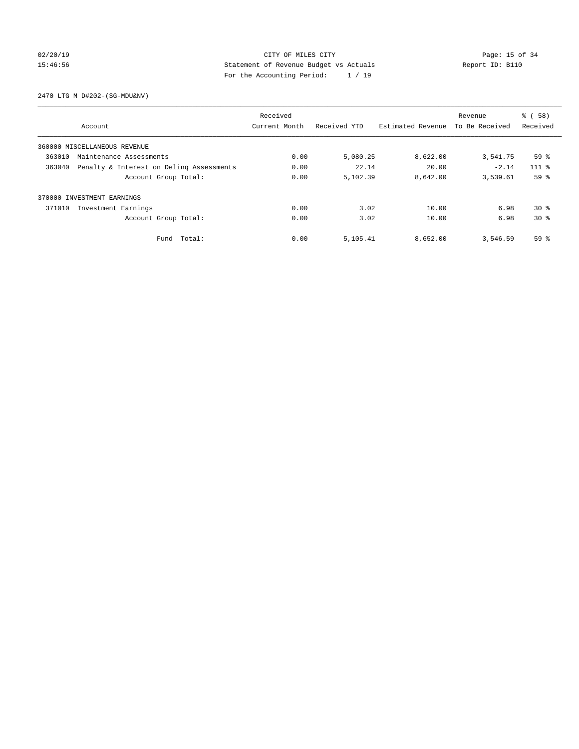CITY OF MILES CITY
Statement of Revenue Budget vs Actuals
For the Accounting Period: 1 / 19

02/20/19 15:46:56 Report ID: B110

2470 LTG M D#202-(SG-MDU&NV)

| Account | Received Current Month | Received YTD | Estimated Revenue | Revenue To Be Received | % ( 58) Received |
|---|---|---|---|---|---|
| 360000 MISCELLANEOUS REVENUE | | | | | |
| 363010 Maintenance Assessments | 0.00 | 5,080.25 | 8,622.00 | 3,541.75 | 59 % |
| 363040 Penalty & Interest on Delinq Assessments | 0.00 | 22.14 | 20.00 | -2.14 | 111 % |
| Account Group Total: | 0.00 | 5,102.39 | 8,642.00 | 3,539.61 | 59 % |
| 370000 INVESTMENT EARNINGS | | | | | |
| 371010 Investment Earnings | 0.00 | 3.02 | 10.00 | 6.98 | 30 % |
| Account Group Total: | 0.00 | 3.02 | 10.00 | 6.98 | 30 % |
| Fund Total: | 0.00 | 5,105.41 | 8,652.00 | 3,546.59 | 59 % |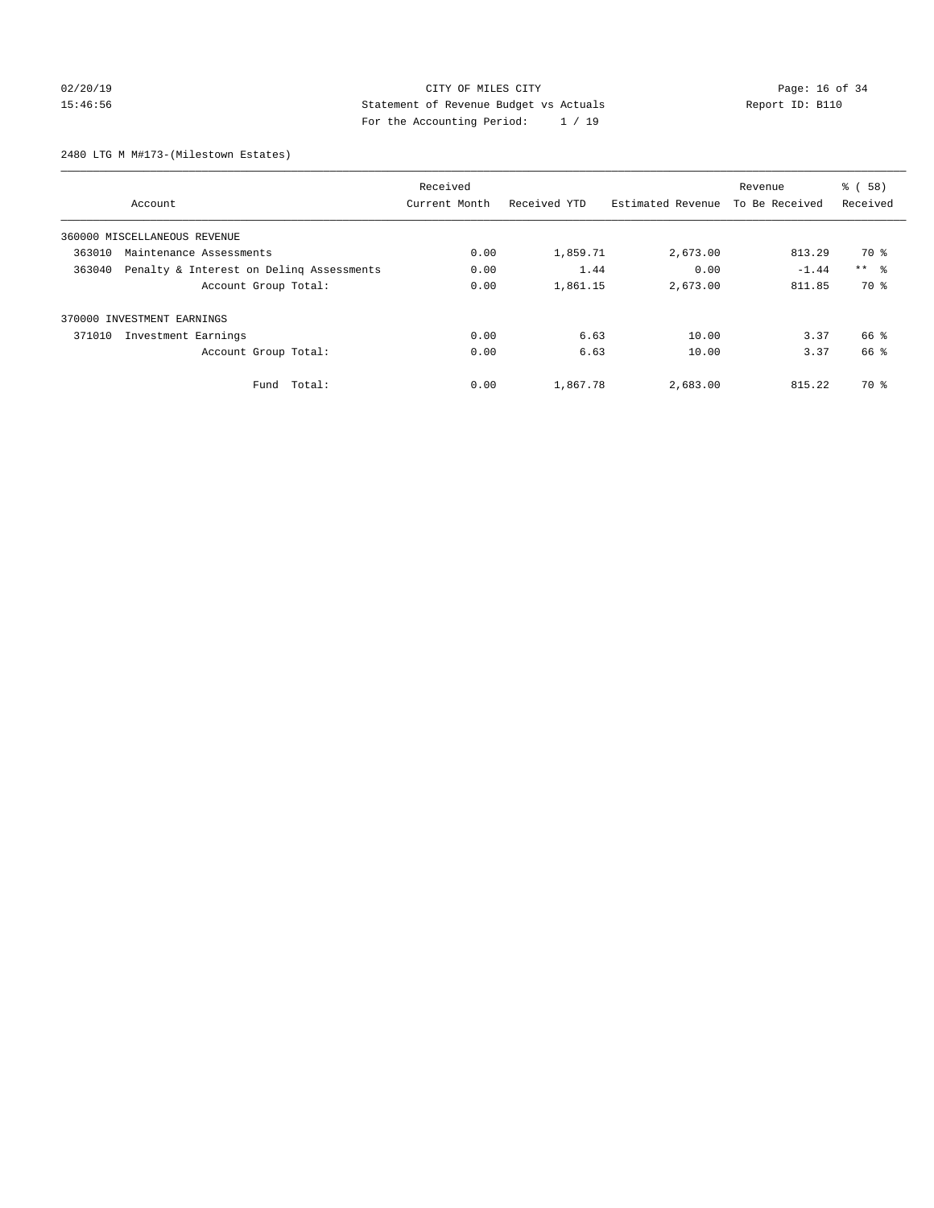CITY OF MILES CITY
Statement of Revenue Budget vs Actuals
For the Accounting Period: 1 / 19

02/20/19
15:46:56

Report ID: B110

2480 LTG M M#173-(Milestown Estates)

| Account | Received Current Month | Received YTD | Estimated Revenue | Revenue To Be Received | % ( 58) Received |
|---|---|---|---|---|---|
| 360000 MISCELLANEOUS REVENUE | | | | | |
| 363010 Maintenance Assessments | 0.00 | 1,859.71 | 2,673.00 | 813.29 | 70 % |
| 363040 Penalty & Interest on Delinq Assessments | 0.00 | 1.44 | 0.00 | -1.44 | ** % |
| Account Group Total: | 0.00 | 1,861.15 | 2,673.00 | 811.85 | 70 % |
| 370000 INVESTMENT EARNINGS | | | | | |
| 371010 Investment Earnings | 0.00 | 6.63 | 10.00 | 3.37 | 66 % |
| Account Group Total: | 0.00 | 6.63 | 10.00 | 3.37 | 66 % |
| Fund Total: | 0.00 | 1,867.78 | 2,683.00 | 815.22 | 70 % |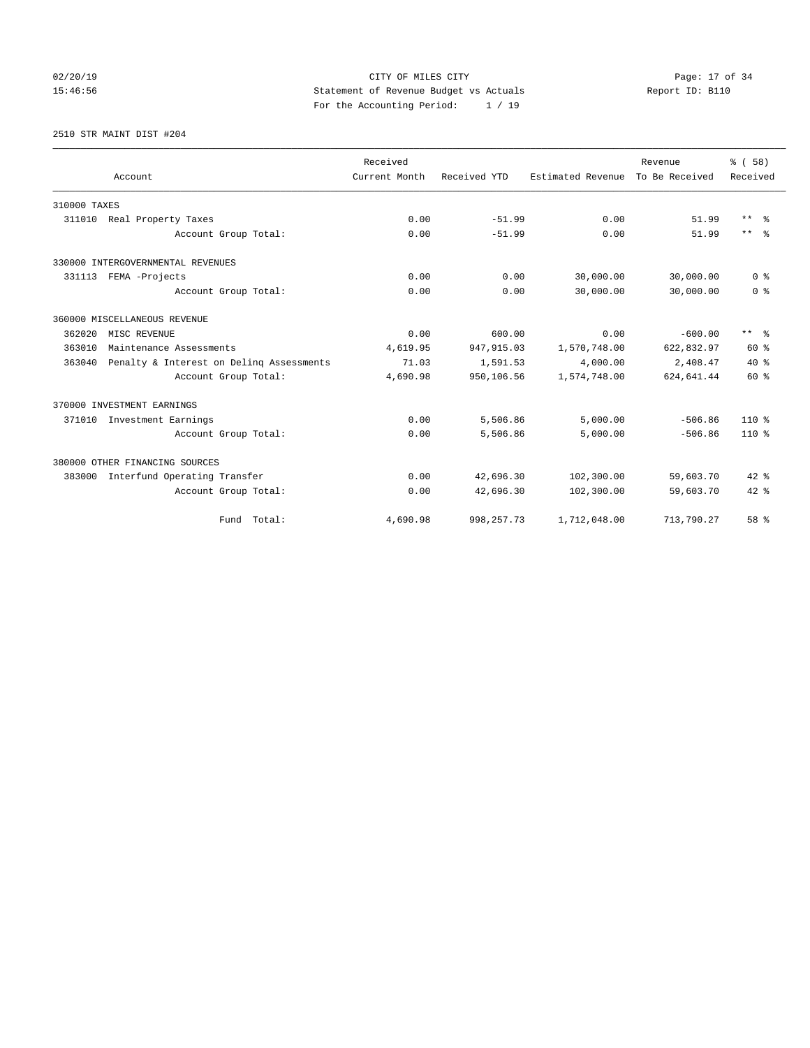# CITY OF MILES CITY

Statement of Revenue Budget vs Actuals

For the Accounting Period: 1 / 19

02/20/19
15:46:56

Report ID: B110

## 2510 STR MAINT DIST #204

| Account | Received Current Month | Received YTD | Estimated Revenue | Revenue To Be Received | % ( 58) Received |
|---|---|---|---|---|---|
| 310000 TAXES | | | | | |
| 311010 Real Property Taxes | 0.00 | -51.99 | 0.00 | 51.99 | ** % |
| Account Group Total: | 0.00 | -51.99 | 0.00 | 51.99 | ** % |
| 330000 INTERGOVERNMENTAL REVENUES | | | | | |
| 331113 FEMA -Projects | 0.00 | 0.00 | 30,000.00 | 30,000.00 | 0 % |
| Account Group Total: | 0.00 | 0.00 | 30,000.00 | 30,000.00 | 0 % |
| 360000 MISCELLANEOUS REVENUE | | | | | |
| 362020 MISC REVENUE | 0.00 | 600.00 | 0.00 | -600.00 | ** % |
| 363010 Maintenance Assessments | 4,619.95 | 947,915.03 | 1,570,748.00 | 622,832.97 | 60 % |
| 363040 Penalty & Interest on Delinq Assessments | 71.03 | 1,591.53 | 4,000.00 | 2,408.47 | 40 % |
| Account Group Total: | 4,690.98 | 950,106.56 | 1,574,748.00 | 624,641.44 | 60 % |
| 370000 INVESTMENT EARNINGS | | | | | |
| 371010 Investment Earnings | 0.00 | 5,506.86 | 5,000.00 | -506.86 | 110 % |
| Account Group Total: | 0.00 | 5,506.86 | 5,000.00 | -506.86 | 110 % |
| 380000 OTHER FINANCING SOURCES | | | | | |
| 383000 Interfund Operating Transfer | 0.00 | 42,696.30 | 102,300.00 | 59,603.70 | 42 % |
| Account Group Total: | 0.00 | 42,696.30 | 102,300.00 | 59,603.70 | 42 % |
| Fund Total: | 4,690.98 | 998,257.73 | 1,712,048.00 | 713,790.27 | 58 % |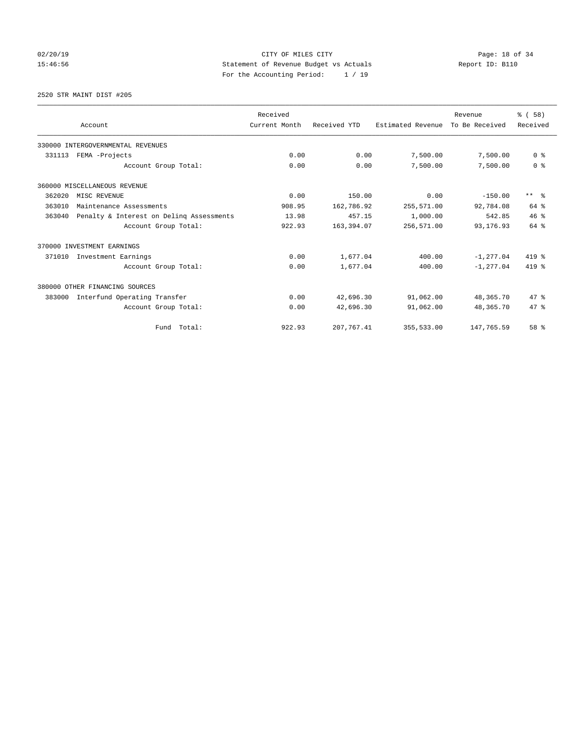02/20/19 CITY OF MILES CITY
15:46:56 Statement of Revenue Budget vs Actuals Report ID: B110
For the Accounting Period: 1 / 19

2520 STR MAINT DIST #205

| Account | Received Current Month | Received YTD | Estimated Revenue | Revenue To Be Received | % ( 58) Received |
|---|---|---|---|---|---|
| 330000 INTERGOVERNMENTAL REVENUES | | | | | |
| 331113 FEMA -Projects | 0.00 | 0.00 | 7,500.00 | 7,500.00 | 0 % |
| Account Group Total: | 0.00 | 0.00 | 7,500.00 | 7,500.00 | 0 % |
| 360000 MISCELLANEOUS REVENUE | | | | | |
| 362020 MISC REVENUE | 0.00 | 150.00 | 0.00 | -150.00 | ** % |
| 363010 Maintenance Assessments | 908.95 | 162,786.92 | 255,571.00 | 92,784.08 | 64 % |
| 363040 Penalty & Interest on Delinq Assessments | 13.98 | 457.15 | 1,000.00 | 542.85 | 46 % |
| Account Group Total: | 922.93 | 163,394.07 | 256,571.00 | 93,176.93 | 64 % |
| 370000 INVESTMENT EARNINGS | | | | | |
| 371010 Investment Earnings | 0.00 | 1,677.04 | 400.00 | -1,277.04 | 419 % |
| Account Group Total: | 0.00 | 1,677.04 | 400.00 | -1,277.04 | 419 % |
| 380000 OTHER FINANCING SOURCES | | | | | |
| 383000 Interfund Operating Transfer | 0.00 | 42,696.30 | 91,062.00 | 48,365.70 | 47 % |
| Account Group Total: | 0.00 | 42,696.30 | 91,062.00 | 48,365.70 | 47 % |
| Fund Total: | 922.93 | 207,767.41 | 355,533.00 | 147,765.59 | 58 % |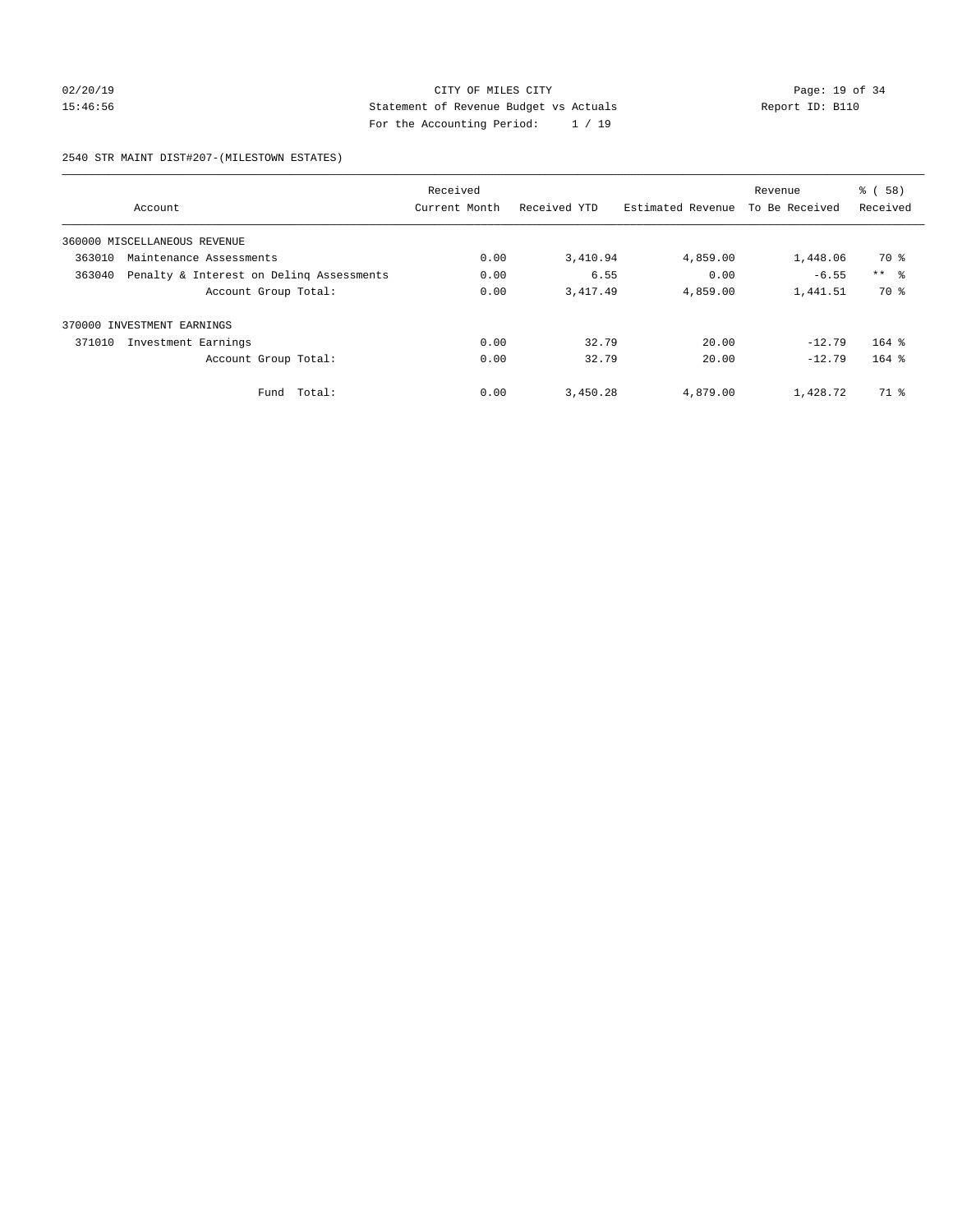CITY OF MILES CITY
Statement of Revenue Budget vs Actuals
For the Accounting Period: 1 / 19

2540 STR MAINT DIST#207-(MILESTOWN ESTATES)

| Account | Received Current Month | Received YTD | Estimated Revenue | Revenue To Be Received | % ( 58) Received |
|---|---|---|---|---|---|
| 360000 MISCELLANEOUS REVENUE | | | | | |
| 363010 Maintenance Assessments | 0.00 | 3,410.94 | 4,859.00 | 1,448.06 | 70 % |
| 363040 Penalty & Interest on Delinq Assessments | 0.00 | 6.55 | 0.00 | -6.55 | ** % |
| Account Group Total: | 0.00 | 3,417.49 | 4,859.00 | 1,441.51 | 70 % |
| 370000 INVESTMENT EARNINGS | | | | | |
| 371010 Investment Earnings | 0.00 | 32.79 | 20.00 | -12.79 | 164 % |
| Account Group Total: | 0.00 | 32.79 | 20.00 | -12.79 | 164 % |
| Fund Total: | 0.00 | 3,450.28 | 4,879.00 | 1,428.72 | 71 % |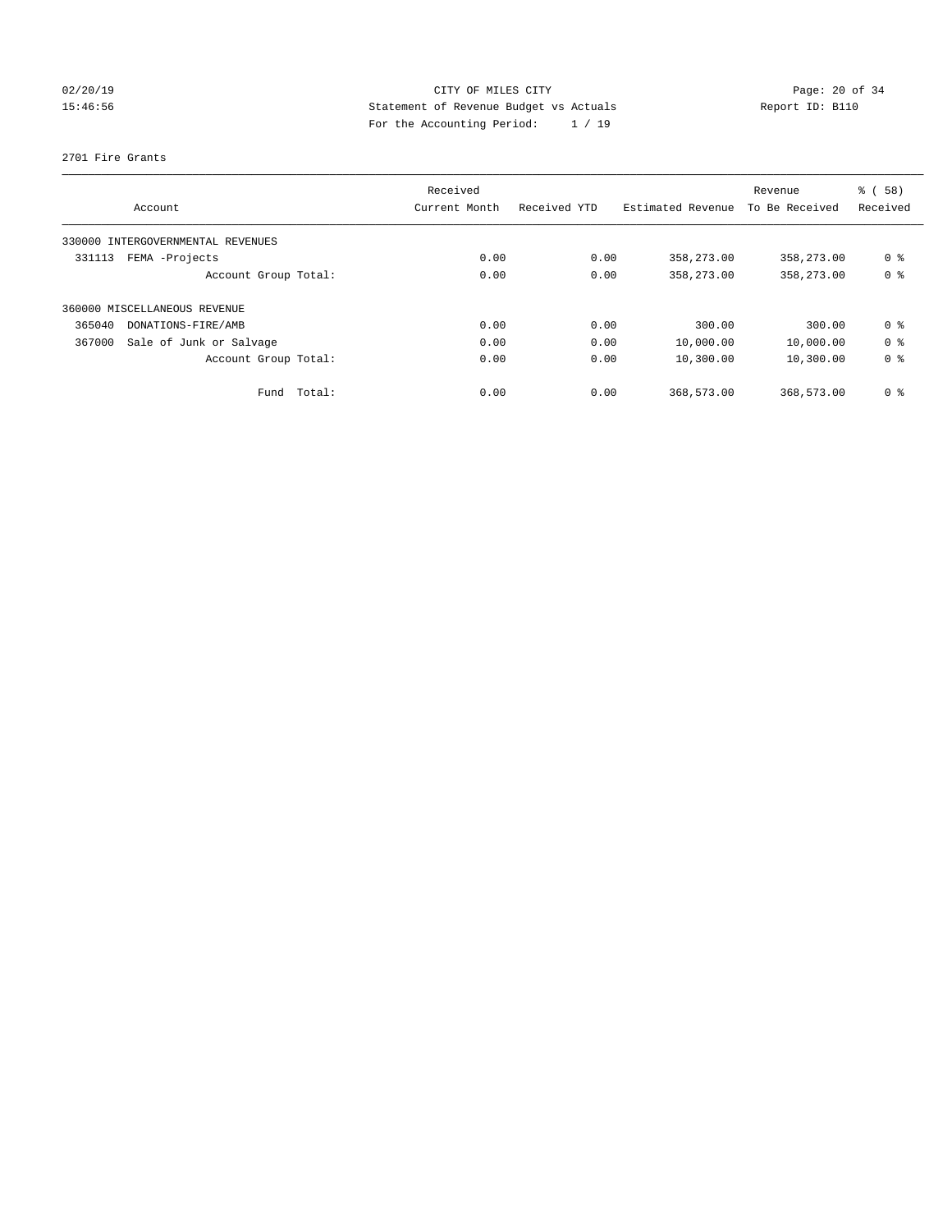CITY OF MILES CITY
Statement of Revenue Budget vs Actuals
For the Accounting Period: 1 / 19

02/20/19
15:46:56

Report ID: B110

2701 Fire Grants

| Account | Received Current Month | Received YTD | Estimated Revenue | Revenue To Be Received | % ( 58) Received |
|---|---|---|---|---|---|
| 330000 INTERGOVERNMENTAL REVENUES | | | | | |
| 331113 FEMA -Projects | 0.00 | 0.00 | 358,273.00 | 358,273.00 | 0 % |
| Account Group Total: | 0.00 | 0.00 | 358,273.00 | 358,273.00 | 0 % |
| 360000 MISCELLANEOUS REVENUE | | | | | |
| 365040 DONATIONS-FIRE/AMB | 0.00 | 0.00 | 300.00 | 300.00 | 0 % |
| 367000 Sale of Junk or Salvage | 0.00 | 0.00 | 10,000.00 | 10,000.00 | 0 % |
| Account Group Total: | 0.00 | 0.00 | 10,300.00 | 10,300.00 | 0 % |
| Fund Total: | 0.00 | 0.00 | 368,573.00 | 368,573.00 | 0 % |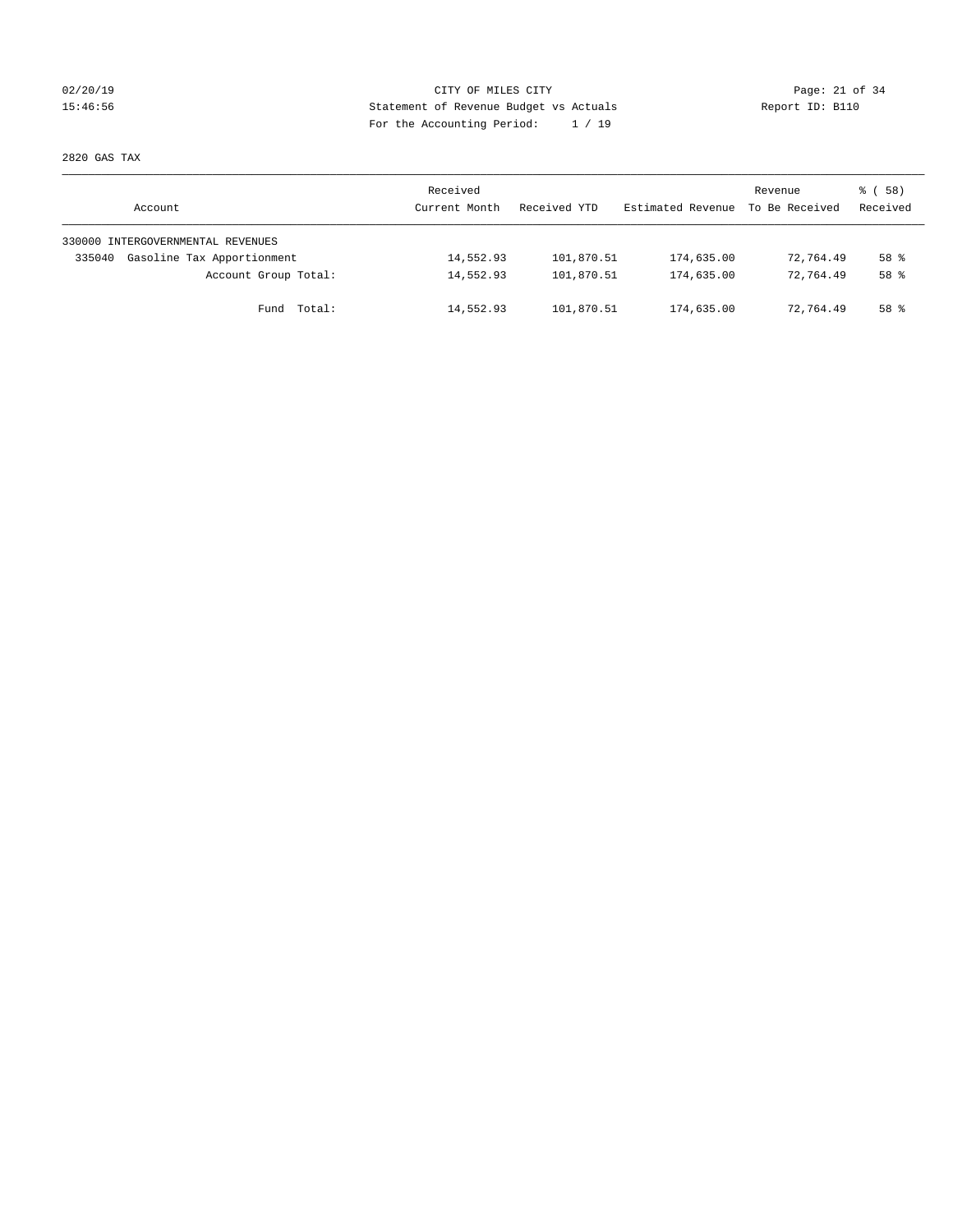CITY OF MILES CITY

Statement of Revenue Budget vs Actuals

For the Accounting Period: 1 / 19

02/20/19 15:46:56 Report ID: B110

2820 GAS TAX

| Account | Received Current Month | Received YTD | Estimated Revenue | Revenue To Be Received | % ( 58) Received |
|---|---|---|---|---|---|
| 330000 INTERGOVERNMENTAL REVENUES | | | | | |
| 335040 Gasoline Tax Apportionment | 14,552.93 | 101,870.51 | 174,635.00 | 72,764.49 | 58 % |
| Account Group Total: | 14,552.93 | 101,870.51 | 174,635.00 | 72,764.49 | 58 % |
| Fund Total: | 14,552.93 | 101,870.51 | 174,635.00 | 72,764.49 | 58 % |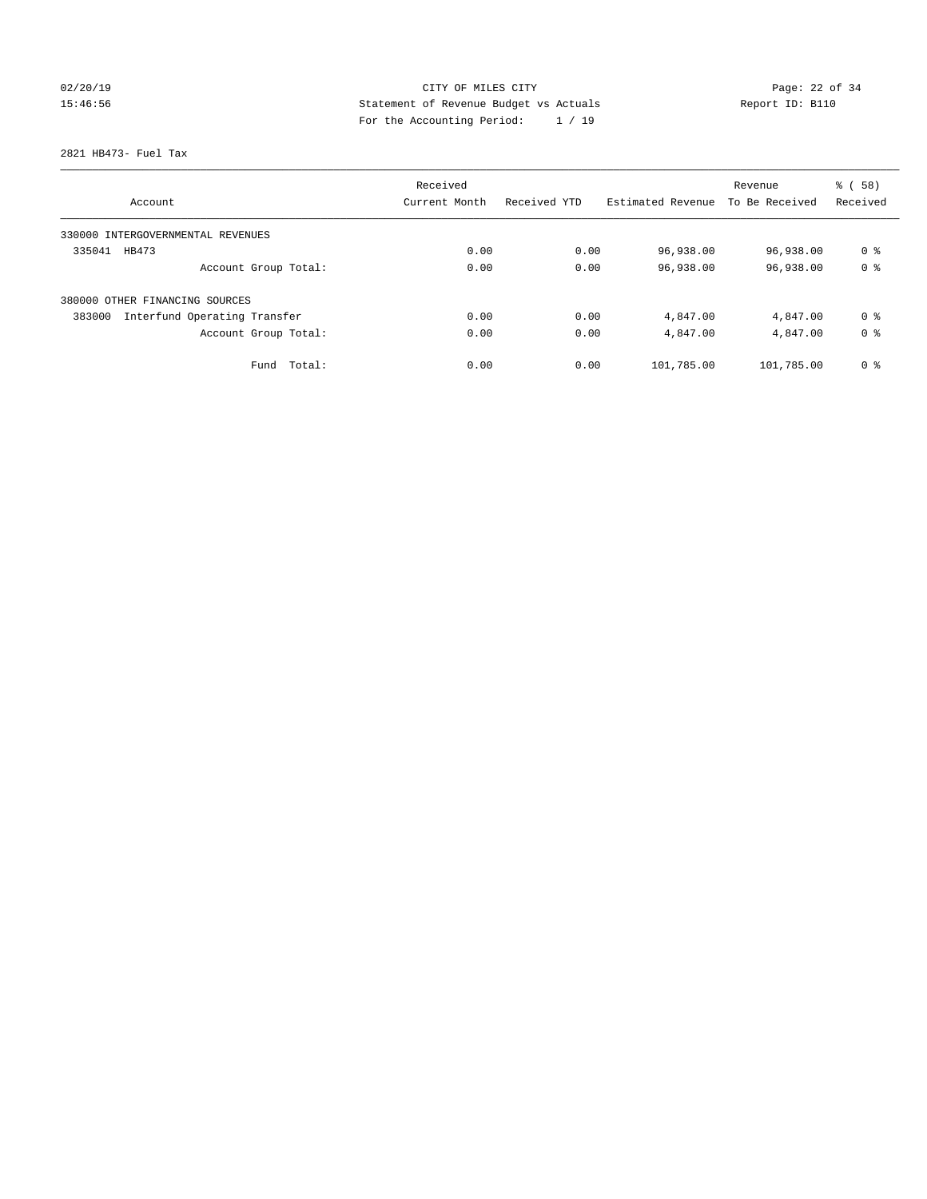CITY OF MILES CITY
Statement of Revenue Budget vs Actuals
For the Accounting Period: 1 / 19

02/20/19
15:46:56

Report ID: B110

2821 HB473- Fuel Tax

| Account | Received Current Month | Received YTD | Estimated Revenue | Revenue To Be Received | % ( 58) Received |
|---|---|---|---|---|---|
| 330000 INTERGOVERNMENTAL REVENUES | | | | | |
| 335041 HB473 | 0.00 | 0.00 | 96,938.00 | 96,938.00 | 0 % |
| Account Group Total: | 0.00 | 0.00 | 96,938.00 | 96,938.00 | 0 % |
| 380000 OTHER FINANCING SOURCES | | | | | |
| 383000 Interfund Operating Transfer | 0.00 | 0.00 | 4,847.00 | 4,847.00 | 0 % |
| Account Group Total: | 0.00 | 0.00 | 4,847.00 | 4,847.00 | 0 % |
| Fund Total: | 0.00 | 0.00 | 101,785.00 | 101,785.00 | 0 % |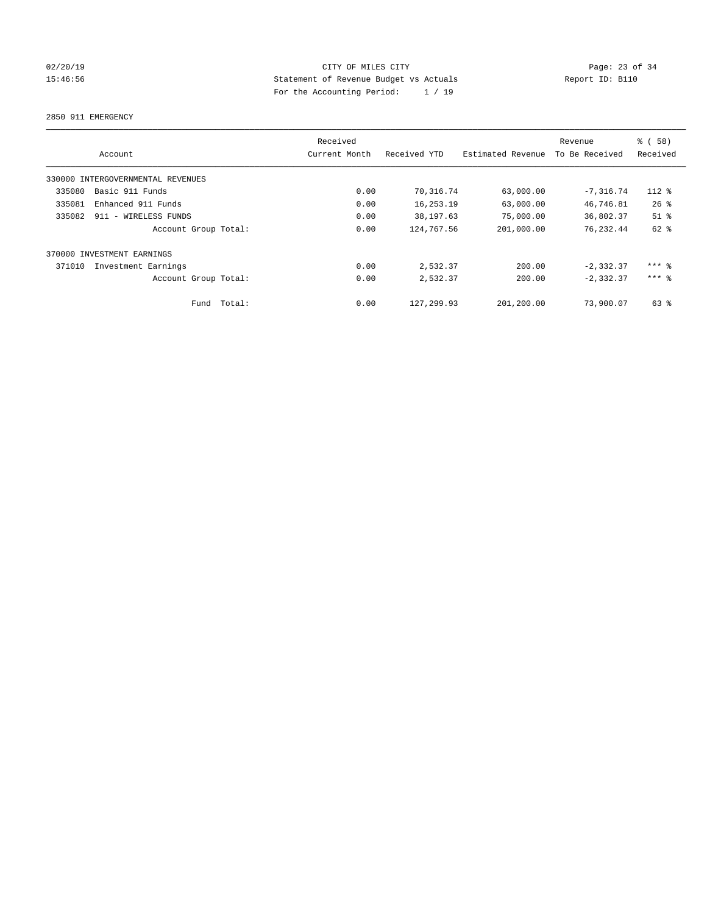CITY OF MILES CITY
Statement of Revenue Budget vs Actuals
For the Accounting Period: 1 / 19

02/20/19
15:46:56

Report ID: B110

2850 911 EMERGENCY

| Account | Received Current Month | Received YTD | Estimated Revenue | Revenue To Be Received | % ( 58) Received |
|---|---|---|---|---|---|
| 330000 INTERGOVERNMENTAL REVENUES | | | | | |
| 335080 Basic 911 Funds | 0.00 | 70,316.74 | 63,000.00 | -7,316.74 | 112 % |
| 335081 Enhanced 911 Funds | 0.00 | 16,253.19 | 63,000.00 | 46,746.81 | 26 % |
| 335082 911 - WIRELESS FUNDS | 0.00 | 38,197.63 | 75,000.00 | 36,802.37 | 51 % |
| Account Group Total: | 0.00 | 124,767.56 | 201,000.00 | 76,232.44 | 62 % |
| 370000 INVESTMENT EARNINGS | | | | | |
| 371010 Investment Earnings | 0.00 | 2,532.37 | 200.00 | -2,332.37 | *** % |
| Account Group Total: | 0.00 | 2,532.37 | 200.00 | -2,332.37 | *** % |
| Fund Total: | 0.00 | 127,299.93 | 201,200.00 | 73,900.07 | 63 % |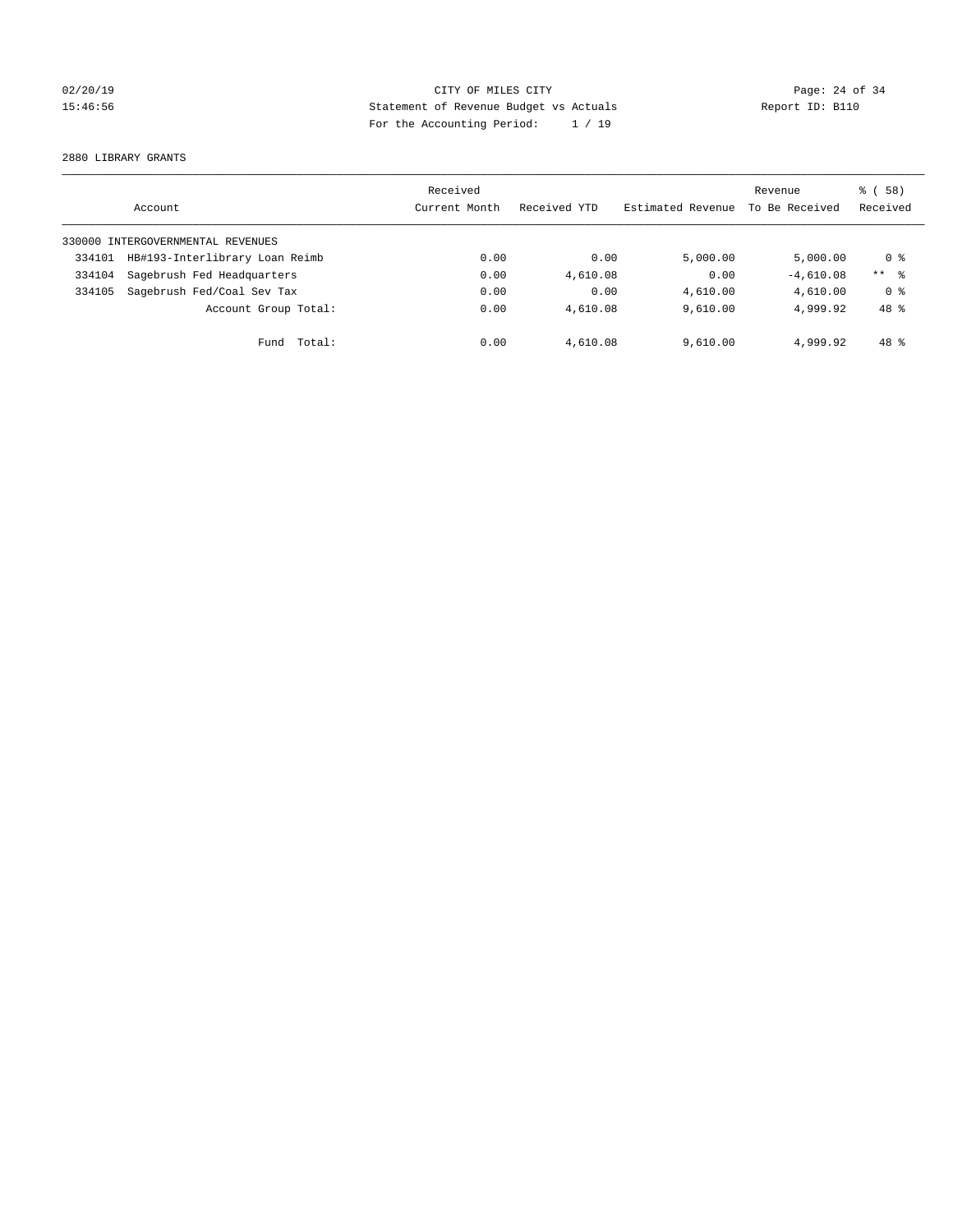CITY OF MILES CITY
Statement of Revenue Budget vs Actuals
For the Accounting Period: 1 / 19

02/20/19
15:46:56

Report ID: B110

2880 LIBRARY GRANTS

| Account | | Received Current Month | Received YTD | Estimated Revenue | Revenue To Be Received | % ( 58) Received |
|---|---|---|---|---|---|---|
| 330000 INTERGOVERNMENTAL REVENUES | | | | | | |
| 334101 | HB#193-Interlibrary Loan Reimb | 0.00 | 0.00 | 5,000.00 | 5,000.00 | 0 % |
| 334104 | Sagebrush Fed Headquarters | 0.00 | 4,610.08 | 0.00 | -4,610.08 | ** % |
| 334105 | Sagebrush Fed/Coal Sev Tax | 0.00 | 0.00 | 4,610.00 | 4,610.00 | 0 % |
| | Account Group Total: | 0.00 | 4,610.08 | 9,610.00 | 4,999.92 | 48 % |
| | Fund Total: | 0.00 | 4,610.08 | 9,610.00 | 4,999.92 | 48 % |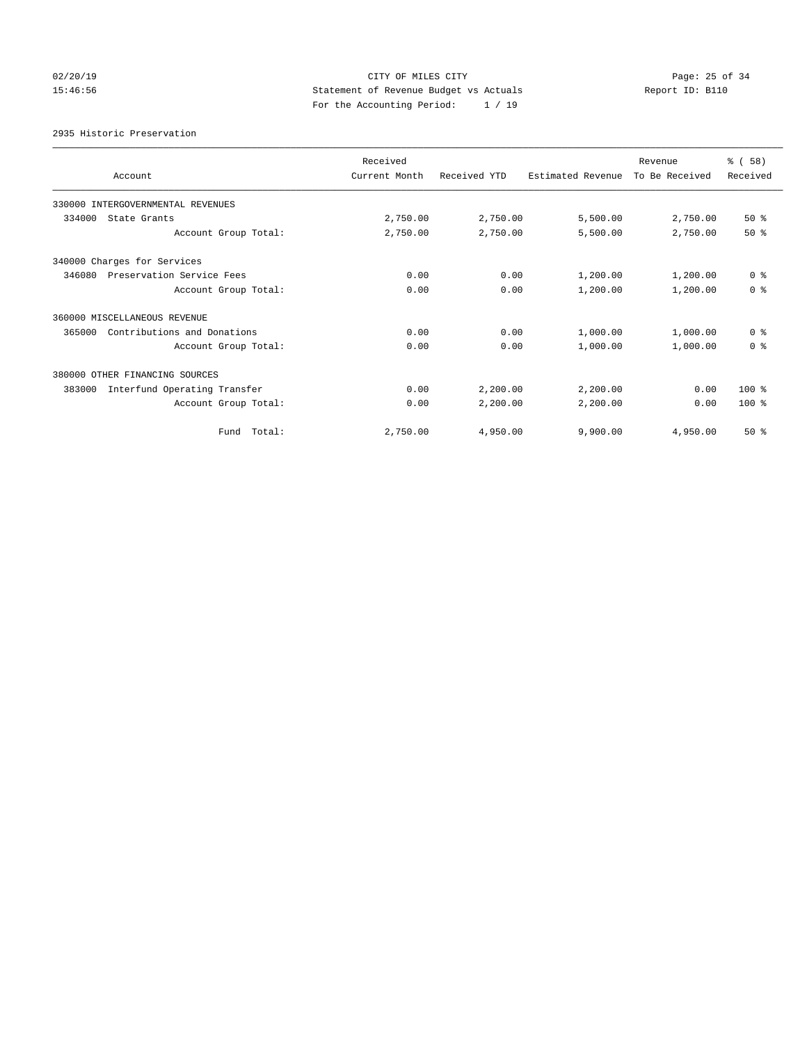CITY OF MILES CITY
Statement of Revenue Budget vs Actuals
For the Accounting Period: 1 / 19

02/20/19
15:46:56

Report ID: B110

2935 Historic Preservation

| Account | Received Current Month | Received YTD | Estimated Revenue | Revenue To Be Received | % ( 58) Received |
|---|---|---|---|---|---|
| 330000 INTERGOVERNMENTAL REVENUES | | | | | |
| 334000 State Grants | 2,750.00 | 2,750.00 | 5,500.00 | 2,750.00 | 50 % |
| Account Group Total: | 2,750.00 | 2,750.00 | 5,500.00 | 2,750.00 | 50 % |
| 340000 Charges for Services | | | | | |
| 346080 Preservation Service Fees | 0.00 | 0.00 | 1,200.00 | 1,200.00 | 0 % |
| Account Group Total: | 0.00 | 0.00 | 1,200.00 | 1,200.00 | 0 % |
| 360000 MISCELLANEOUS REVENUE | | | | | |
| 365000 Contributions and Donations | 0.00 | 0.00 | 1,000.00 | 1,000.00 | 0 % |
| Account Group Total: | 0.00 | 0.00 | 1,000.00 | 1,000.00 | 0 % |
| 380000 OTHER FINANCING SOURCES | | | | | |
| 383000 Interfund Operating Transfer | 0.00 | 2,200.00 | 2,200.00 | 0.00 | 100 % |
| Account Group Total: | 0.00 | 2,200.00 | 2,200.00 | 0.00 | 100 % |
| Fund Total: | 2,750.00 | 4,950.00 | 9,900.00 | 4,950.00 | 50 % |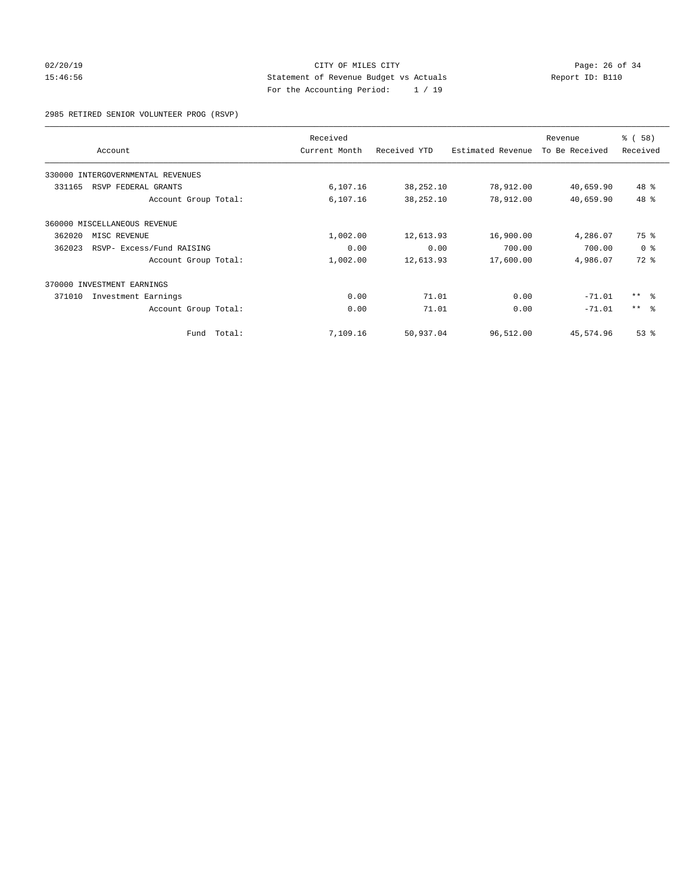CITY OF MILES CITY
Statement of Revenue Budget vs Actuals
For the Accounting Period: 1 / 19

02/20/19
15:46:56

Report ID: B110

2985 RETIRED SENIOR VOLUNTEER PROG (RSVP)

| Account | Received Current Month | Received YTD | Estimated Revenue | Revenue To Be Received | % ( 58) Received |
|---|---|---|---|---|---|
| 330000 INTERGOVERNMENTAL REVENUES | | | | | |
| 331165 RSVP FEDERAL GRANTS | 6,107.16 | 38,252.10 | 78,912.00 | 40,659.90 | 48 % |
| Account Group Total: | 6,107.16 | 38,252.10 | 78,912.00 | 40,659.90 | 48 % |
| 360000 MISCELLANEOUS REVENUE | | | | | |
| 362020 MISC REVENUE | 1,002.00 | 12,613.93 | 16,900.00 | 4,286.07 | 75 % |
| 362023 RSVP- Excess/Fund RAISING | 0.00 | 0.00 | 700.00 | 700.00 | 0 % |
| Account Group Total: | 1,002.00 | 12,613.93 | 17,600.00 | 4,986.07 | 72 % |
| 370000 INVESTMENT EARNINGS | | | | | |
| 371010 Investment Earnings | 0.00 | 71.01 | 0.00 | -71.01 | ** % |
| Account Group Total: | 0.00 | 71.01 | 0.00 | -71.01 | ** % |
| Fund Total: | 7,109.16 | 50,937.04 | 96,512.00 | 45,574.96 | 53 % |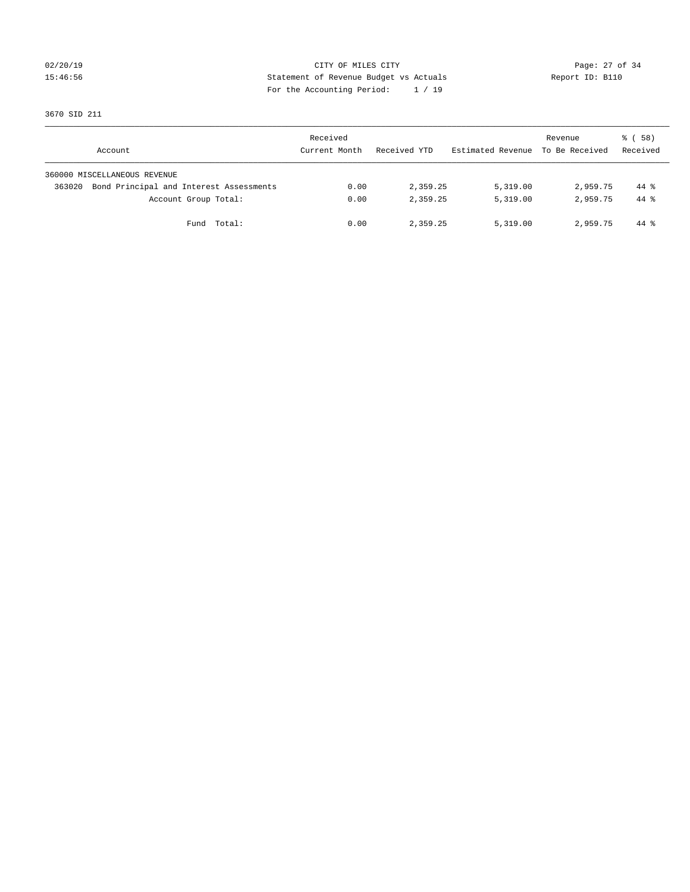CITY OF MILES CITY
Statement of Revenue Budget vs Actuals
For the Accounting Period: 1 / 19

02/20/19
15:46:56

Report ID: B110

3670 SID 211

| Account | Received Current Month | Received YTD | Estimated Revenue | Revenue To Be Received | % ( 58) Received |
|---|---|---|---|---|---|
| 360000 MISCELLANEOUS REVENUE | | | | | |
| 363020 Bond Principal and Interest Assessments | 0.00 | 2,359.25 | 5,319.00 | 2,959.75 | 44 % |
| Account Group Total: | 0.00 | 2,359.25 | 5,319.00 | 2,959.75 | 44 % |
| Fund Total: | 0.00 | 2,359.25 | 5,319.00 | 2,959.75 | 44 % |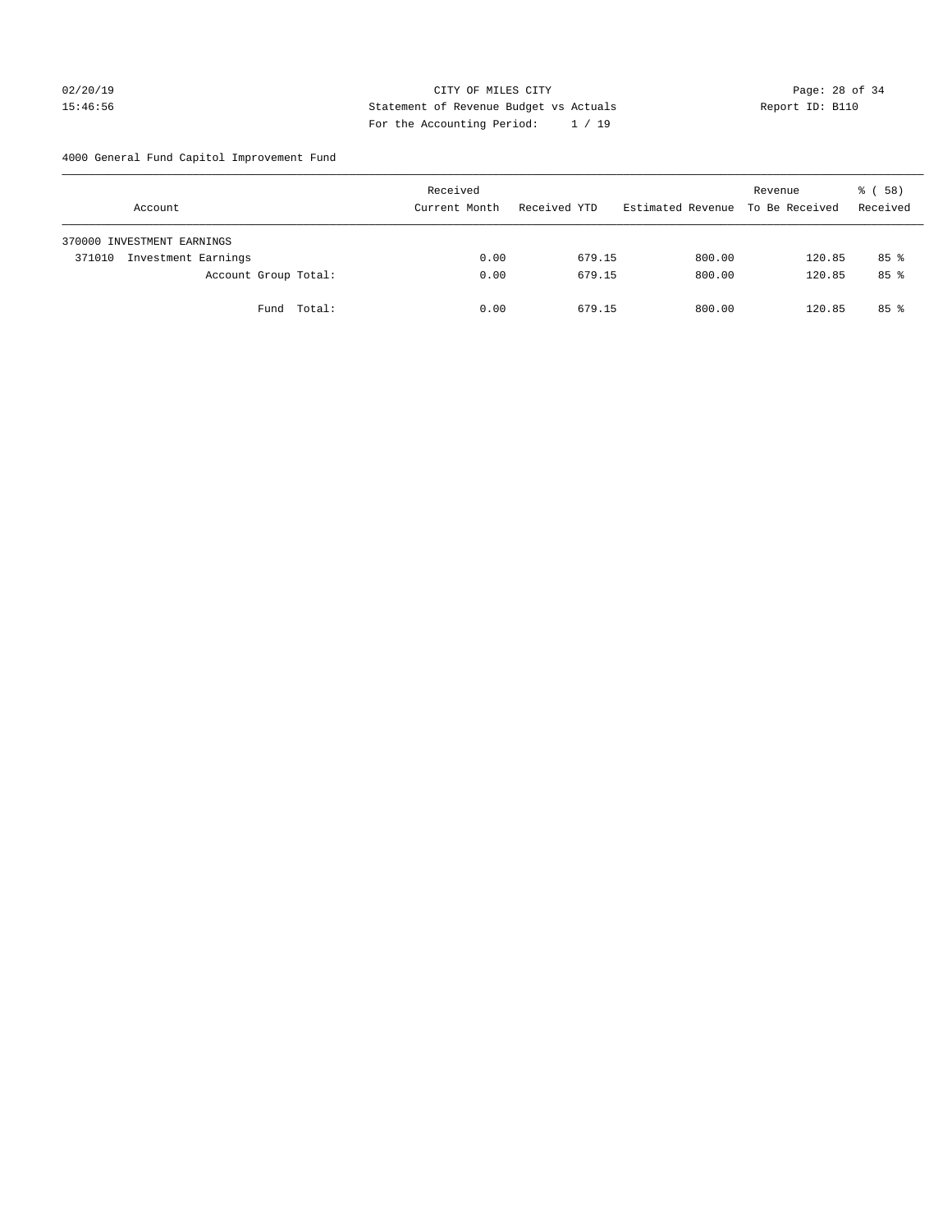CITY OF MILES CITY

Statement of Revenue Budget vs Actuals

For the Accounting Period: 1 / 19

02/20/19 15:46:56 Report ID: B110

4000 General Fund Capitol Improvement Fund

| Account | Received Current Month | Received YTD | Estimated Revenue | Revenue To Be Received | % ( 58) Received |
|---|---|---|---|---|---|
| 370000 INVESTMENT EARNINGS | | | | | |
| 371010 Investment Earnings | 0.00 | 679.15 | 800.00 | 120.85 | 85 % |
| Account Group Total: | 0.00 | 679.15 | 800.00 | 120.85 | 85 % |
| Fund Total: | 0.00 | 679.15 | 800.00 | 120.85 | 85 % |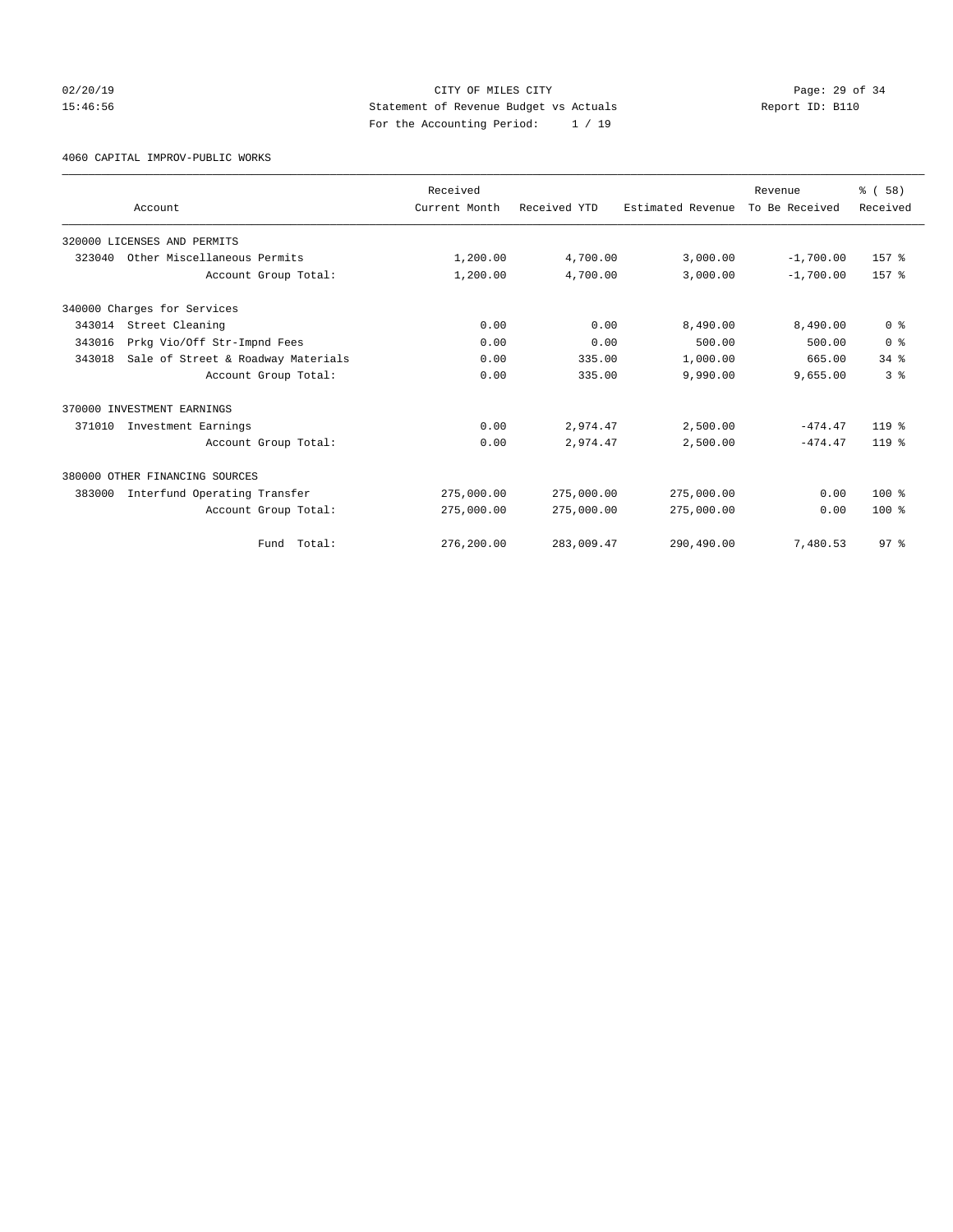CITY OF MILES CITY
Statement of Revenue Budget vs Actuals
For the Accounting Period: 1 / 19

02/20/19
15:46:56

Report ID: B110

4060 CAPITAL IMPROV-PUBLIC WORKS

| Account | Received Current Month | Received YTD | Estimated Revenue | Revenue To Be Received | % ( 58) Received |
|---|---|---|---|---|---|
| 320000 LICENSES AND PERMITS | | | | | |
| 323040 Other Miscellaneous Permits | 1,200.00 | 4,700.00 | 3,000.00 | -1,700.00 | 157 % |
| Account Group Total: | 1,200.00 | 4,700.00 | 3,000.00 | -1,700.00 | 157 % |
| 340000 Charges for Services | | | | | |
| 343014 Street Cleaning | 0.00 | 0.00 | 8,490.00 | 8,490.00 | 0 % |
| 343016 Prkg Vio/Off Str-Impnd Fees | 0.00 | 0.00 | 500.00 | 500.00 | 0 % |
| 343018 Sale of Street & Roadway Materials | 0.00 | 335.00 | 1,000.00 | 665.00 | 34 % |
| Account Group Total: | 0.00 | 335.00 | 9,990.00 | 9,655.00 | 3 % |
| 370000 INVESTMENT EARNINGS | | | | | |
| 371010 Investment Earnings | 0.00 | 2,974.47 | 2,500.00 | -474.47 | 119 % |
| Account Group Total: | 0.00 | 2,974.47 | 2,500.00 | -474.47 | 119 % |
| 380000 OTHER FINANCING SOURCES | | | | | |
| 383000 Interfund Operating Transfer | 275,000.00 | 275,000.00 | 275,000.00 | 0.00 | 100 % |
| Account Group Total: | 275,000.00 | 275,000.00 | 275,000.00 | 0.00 | 100 % |
| Fund Total: | 276,200.00 | 283,009.47 | 290,490.00 | 7,480.53 | 97 % |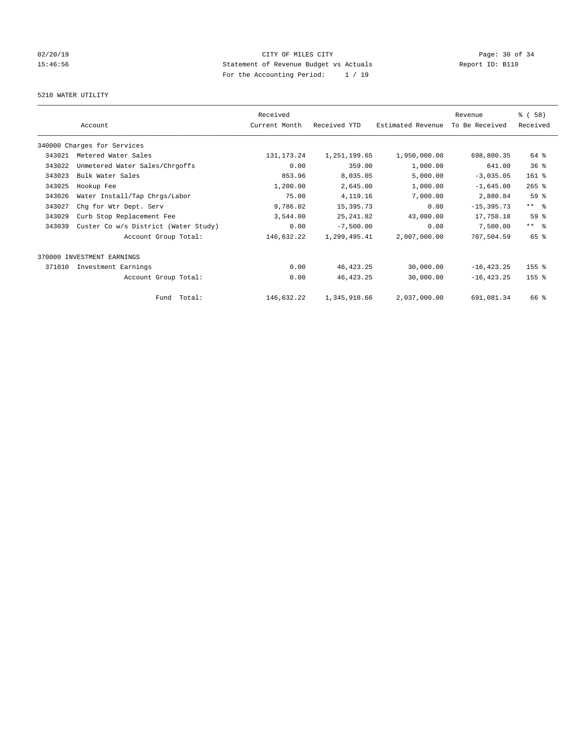CITY OF MILES CITY
Statement of Revenue Budget vs Actuals
For the Accounting Period: 1 / 19

02/20/19 15:46:56 — Report ID: B110

5210 WATER UTILITY

| Account | | Received Current Month | Received YTD | Estimated Revenue | Revenue To Be Received | % ( 58) Received |
|---|---|---|---|---|---|---|
| 340000 Charges for Services | | | | | | |
| 343021 | Metered Water Sales | 131,173.24 | 1,251,199.65 | 1,950,000.00 | 698,800.35 | 64 % |
| 343022 | Unmetered Water Sales/Chrgoffs | 0.00 | 359.00 | 1,000.00 | 641.00 | 36 % |
| 343023 | Bulk Water Sales | 853.96 | 8,035.05 | 5,000.00 | -3,035.05 | 161 % |
| 343025 | Hookup Fee | 1,200.00 | 2,645.00 | 1,000.00 | -1,645.00 | 265 % |
| 343026 | Water Install/Tap Chrgs/Labor | 75.00 | 4,119.16 | 7,000.00 | 2,880.84 | 59 % |
| 343027 | Chg for Wtr Dept. Serv | 9,786.02 | 15,395.73 | 0.00 | -15,395.73 | ** % |
| 343029 | Curb Stop Replacement Fee | 3,544.00 | 25,241.82 | 43,000.00 | 17,758.18 | 59 % |
| 343039 | Custer Co w/s District (Water Study) | 0.00 | -7,500.00 | 0.00 | 7,500.00 | ** % |
| | Account Group Total: | 146,632.22 | 1,299,495.41 | 2,007,000.00 | 707,504.59 | 65 % |
| 370000 INVESTMENT EARNINGS | | | | | | |
| 371010 | Investment Earnings | 0.00 | 46,423.25 | 30,000.00 | -16,423.25 | 155 % |
| | Account Group Total: | 0.00 | 46,423.25 | 30,000.00 | -16,423.25 | 155 % |
| | Fund Total: | 146,632.22 | 1,345,918.66 | 2,037,000.00 | 691,081.34 | 66 % |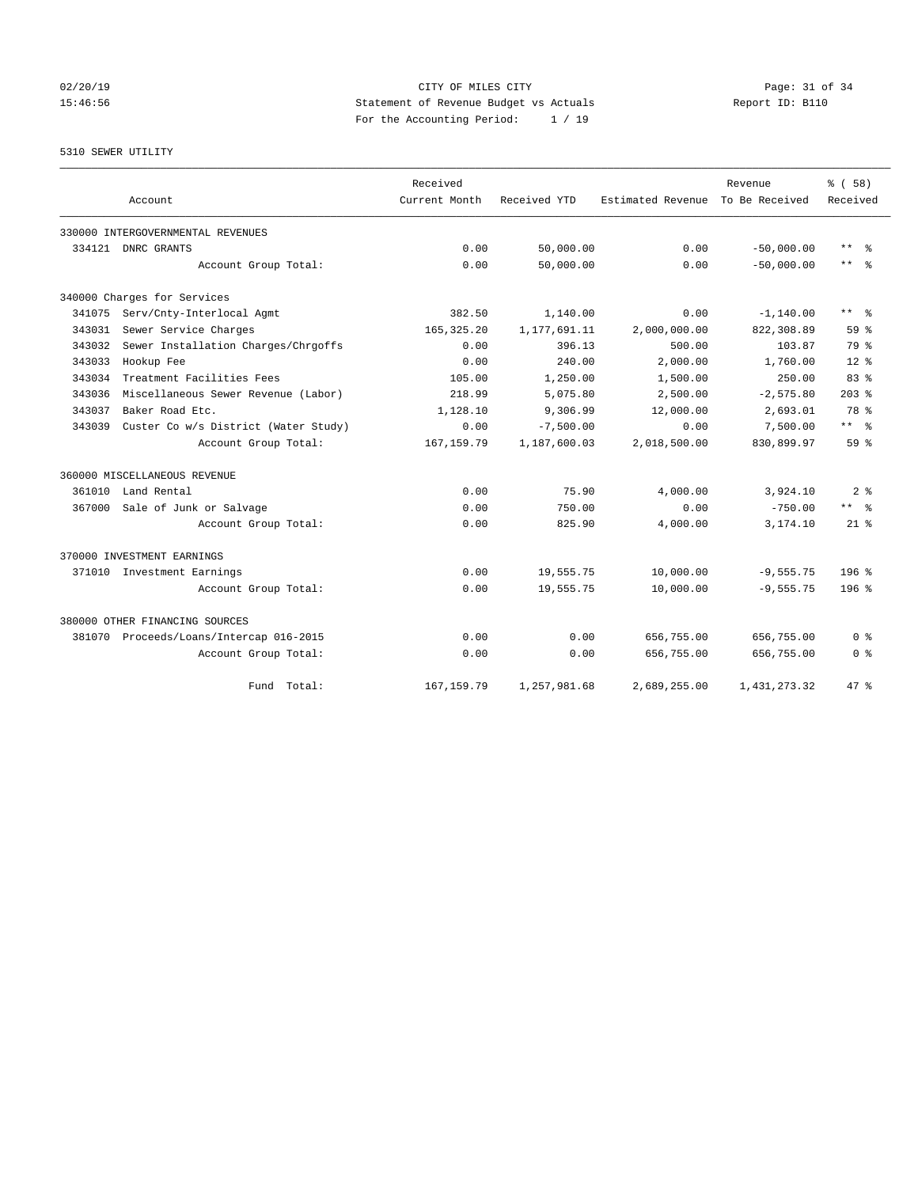CITY OF MILES CITY

Statement of Revenue Budget vs Actuals

For the Accounting Period: 1 / 19

02/20/19 15:46:56 Report ID: B110

5310 SEWER UTILITY

| Account | | Received Current Month | Received YTD | Estimated Revenue | Revenue To Be Received | % ( 58) Received |
|---|---|---|---|---|---|---|
| 330000 INTERGOVERNMENTAL REVENUES | | | | | | |
| 334121 | DNRC GRANTS | 0.00 | 50,000.00 | 0.00 | -50,000.00 | ** % |
| | Account Group Total: | 0.00 | 50,000.00 | 0.00 | -50,000.00 | ** % |
| 340000 Charges for Services | | | | | | |
| 341075 | Serv/Cnty-Interlocal Agmt | 382.50 | 1,140.00 | 0.00 | -1,140.00 | ** % |
| 343031 | Sewer Service Charges | 165,325.20 | 1,177,691.11 | 2,000,000.00 | 822,308.89 | 59 % |
| 343032 | Sewer Installation Charges/Chrgoffs | 0.00 | 396.13 | 500.00 | 103.87 | 79 % |
| 343033 | Hookup Fee | 0.00 | 240.00 | 2,000.00 | 1,760.00 | 12 % |
| 343034 | Treatment Facilities Fees | 105.00 | 1,250.00 | 1,500.00 | 250.00 | 83 % |
| 343036 | Miscellaneous Sewer Revenue (Labor) | 218.99 | 5,075.80 | 2,500.00 | -2,575.80 | 203 % |
| 343037 | Baker Road Etc. | 1,128.10 | 9,306.99 | 12,000.00 | 2,693.01 | 78 % |
| 343039 | Custer Co w/s District (Water Study) | 0.00 | -7,500.00 | 0.00 | 7,500.00 | ** % |
| | Account Group Total: | 167,159.79 | 1,187,600.03 | 2,018,500.00 | 830,899.97 | 59 % |
| 360000 MISCELLANEOUS REVENUE | | | | | | |
| 361010 | Land Rental | 0.00 | 75.90 | 4,000.00 | 3,924.10 | 2 % |
| 367000 | Sale of Junk or Salvage | 0.00 | 750.00 | 0.00 | -750.00 | ** % |
| | Account Group Total: | 0.00 | 825.90 | 4,000.00 | 3,174.10 | 21 % |
| 370000 INVESTMENT EARNINGS | | | | | | |
| 371010 | Investment Earnings | 0.00 | 19,555.75 | 10,000.00 | -9,555.75 | 196 % |
| | Account Group Total: | 0.00 | 19,555.75 | 10,000.00 | -9,555.75 | 196 % |
| 380000 OTHER FINANCING SOURCES | | | | | | |
| 381070 | Proceeds/Loans/Intercap 016-2015 | 0.00 | 0.00 | 656,755.00 | 656,755.00 | 0 % |
| | Account Group Total: | 0.00 | 0.00 | 656,755.00 | 656,755.00 | 0 % |
| | Fund Total: | 167,159.79 | 1,257,981.68 | 2,689,255.00 | 1,431,273.32 | 47 % |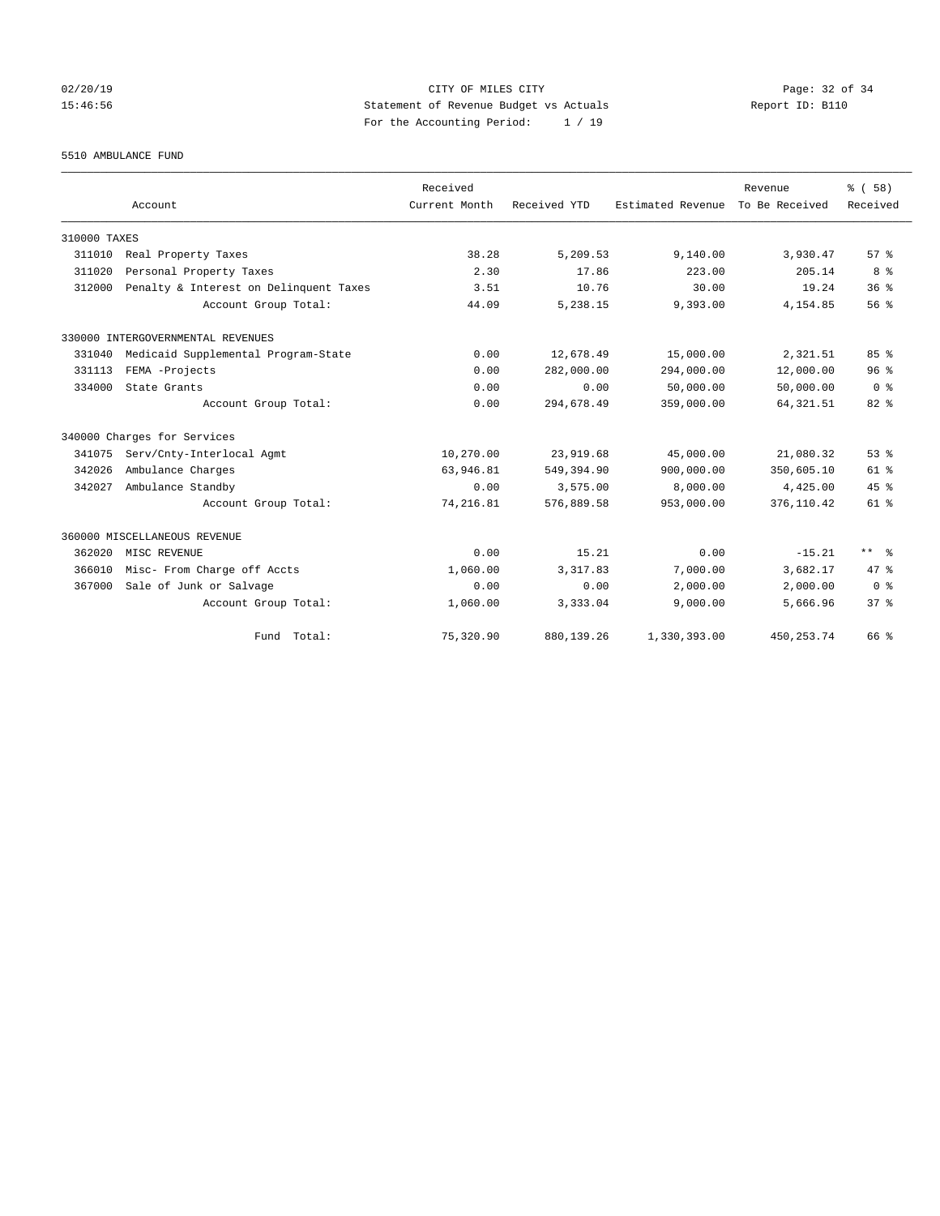CITY OF MILES CITY

Statement of Revenue Budget vs Actuals

For the Accounting Period: 1 / 19

02/20/19 15:46:56 Report ID: B110

5510 AMBULANCE FUND

| Account | Received Current Month | Received YTD | Estimated Revenue | Revenue To Be Received | % ( 58) Received |
|---|---|---|---|---|---|
| 310000 TAXES | | | | | |
| 311010 Real Property Taxes | 38.28 | 5,209.53 | 9,140.00 | 3,930.47 | 57 % |
| 311020 Personal Property Taxes | 2.30 | 17.86 | 223.00 | 205.14 | 8 % |
| 312000 Penalty & Interest on Delinquent Taxes | 3.51 | 10.76 | 30.00 | 19.24 | 36 % |
| Account Group Total: | 44.09 | 5,238.15 | 9,393.00 | 4,154.85 | 56 % |
| 330000 INTERGOVERNMENTAL REVENUES | | | | | |
| 331040 Medicaid Supplemental Program-State | 0.00 | 12,678.49 | 15,000.00 | 2,321.51 | 85 % |
| 331113 FEMA -Projects | 0.00 | 282,000.00 | 294,000.00 | 12,000.00 | 96 % |
| 334000 State Grants | 0.00 | 0.00 | 50,000.00 | 50,000.00 | 0 % |
| Account Group Total: | 0.00 | 294,678.49 | 359,000.00 | 64,321.51 | 82 % |
| 340000 Charges for Services | | | | | |
| 341075 Serv/Cnty-Interlocal Agmt | 10,270.00 | 23,919.68 | 45,000.00 | 21,080.32 | 53 % |
| 342026 Ambulance Charges | 63,946.81 | 549,394.90 | 900,000.00 | 350,605.10 | 61 % |
| 342027 Ambulance Standby | 0.00 | 3,575.00 | 8,000.00 | 4,425.00 | 45 % |
| Account Group Total: | 74,216.81 | 576,889.58 | 953,000.00 | 376,110.42 | 61 % |
| 360000 MISCELLANEOUS REVENUE | | | | | |
| 362020 MISC REVENUE | 0.00 | 15.21 | 0.00 | -15.21 | ** % |
| 366010 Misc- From Charge off Accts | 1,060.00 | 3,317.83 | 7,000.00 | 3,682.17 | 47 % |
| 367000 Sale of Junk or Salvage | 0.00 | 0.00 | 2,000.00 | 2,000.00 | 0 % |
| Account Group Total: | 1,060.00 | 3,333.04 | 9,000.00 | 5,666.96 | 37 % |
| Fund Total: | 75,320.90 | 880,139.26 | 1,330,393.00 | 450,253.74 | 66 % |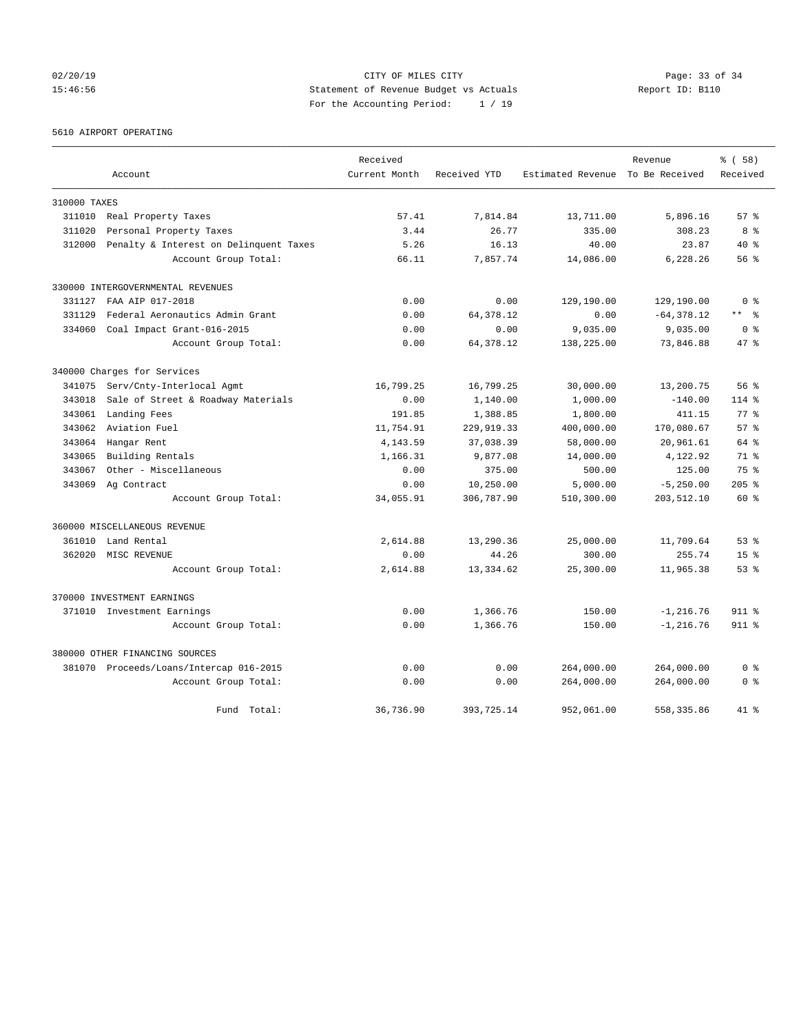02/20/19 CITY OF MILES CITY
15:46:56 Statement of Revenue Budget vs Actuals Report ID: B110
For the Accounting Period: 1 / 19

5610 AIRPORT OPERATING

| Account | Received Current Month | Received YTD | Estimated Revenue | Revenue To Be Received | % ( 58) Received |
|---|---|---|---|---|---|
| 310000 TAXES | | | | | |
| 311010 Real Property Taxes | 57.41 | 7,814.84 | 13,711.00 | 5,896.16 | 57 % |
| 311020 Personal Property Taxes | 3.44 | 26.77 | 335.00 | 308.23 | 8 % |
| 312000 Penalty & Interest on Delinquent Taxes | 5.26 | 16.13 | 40.00 | 23.87 | 40 % |
| Account Group Total: | 66.11 | 7,857.74 | 14,086.00 | 6,228.26 | 56 % |
| 330000 INTERGOVERNMENTAL REVENUES | | | | | |
| 331127 FAA AIP 017-2018 | 0.00 | 0.00 | 129,190.00 | 129,190.00 | 0 % |
| 331129 Federal Aeronautics Admin Grant | 0.00 | 64,378.12 | 0.00 | -64,378.12 | ** % |
| 334060 Coal Impact Grant-016-2015 | 0.00 | 0.00 | 9,035.00 | 9,035.00 | 0 % |
| Account Group Total: | 0.00 | 64,378.12 | 138,225.00 | 73,846.88 | 47 % |
| 340000 Charges for Services | | | | | |
| 341075 Serv/Cnty-Interlocal Agmt | 16,799.25 | 16,799.25 | 30,000.00 | 13,200.75 | 56 % |
| 343018 Sale of Street & Roadway Materials | 0.00 | 1,140.00 | 1,000.00 | -140.00 | 114 % |
| 343061 Landing Fees | 191.85 | 1,388.85 | 1,800.00 | 411.15 | 77 % |
| 343062 Aviation Fuel | 11,754.91 | 229,919.33 | 400,000.00 | 170,080.67 | 57 % |
| 343064 Hangar Rent | 4,143.59 | 37,038.39 | 58,000.00 | 20,961.61 | 64 % |
| 343065 Building Rentals | 1,166.31 | 9,877.08 | 14,000.00 | 4,122.92 | 71 % |
| 343067 Other - Miscellaneous | 0.00 | 375.00 | 500.00 | 125.00 | 75 % |
| 343069 Ag Contract | 0.00 | 10,250.00 | 5,000.00 | -5,250.00 | 205 % |
| Account Group Total: | 34,055.91 | 306,787.90 | 510,300.00 | 203,512.10 | 60 % |
| 360000 MISCELLANEOUS REVENUE | | | | | |
| 361010 Land Rental | 2,614.88 | 13,290.36 | 25,000.00 | 11,709.64 | 53 % |
| 362020 MISC REVENUE | 0.00 | 44.26 | 300.00 | 255.74 | 15 % |
| Account Group Total: | 2,614.88 | 13,334.62 | 25,300.00 | 11,965.38 | 53 % |
| 370000 INVESTMENT EARNINGS | | | | | |
| 371010 Investment Earnings | 0.00 | 1,366.76 | 150.00 | -1,216.76 | 911 % |
| Account Group Total: | 0.00 | 1,366.76 | 150.00 | -1,216.76 | 911 % |
| 380000 OTHER FINANCING SOURCES | | | | | |
| 381070 Proceeds/Loans/Intercap 016-2015 | 0.00 | 0.00 | 264,000.00 | 264,000.00 | 0 % |
| Account Group Total: | 0.00 | 0.00 | 264,000.00 | 264,000.00 | 0 % |
| Fund Total: | 36,736.90 | 393,725.14 | 952,061.00 | 558,335.86 | 41 % |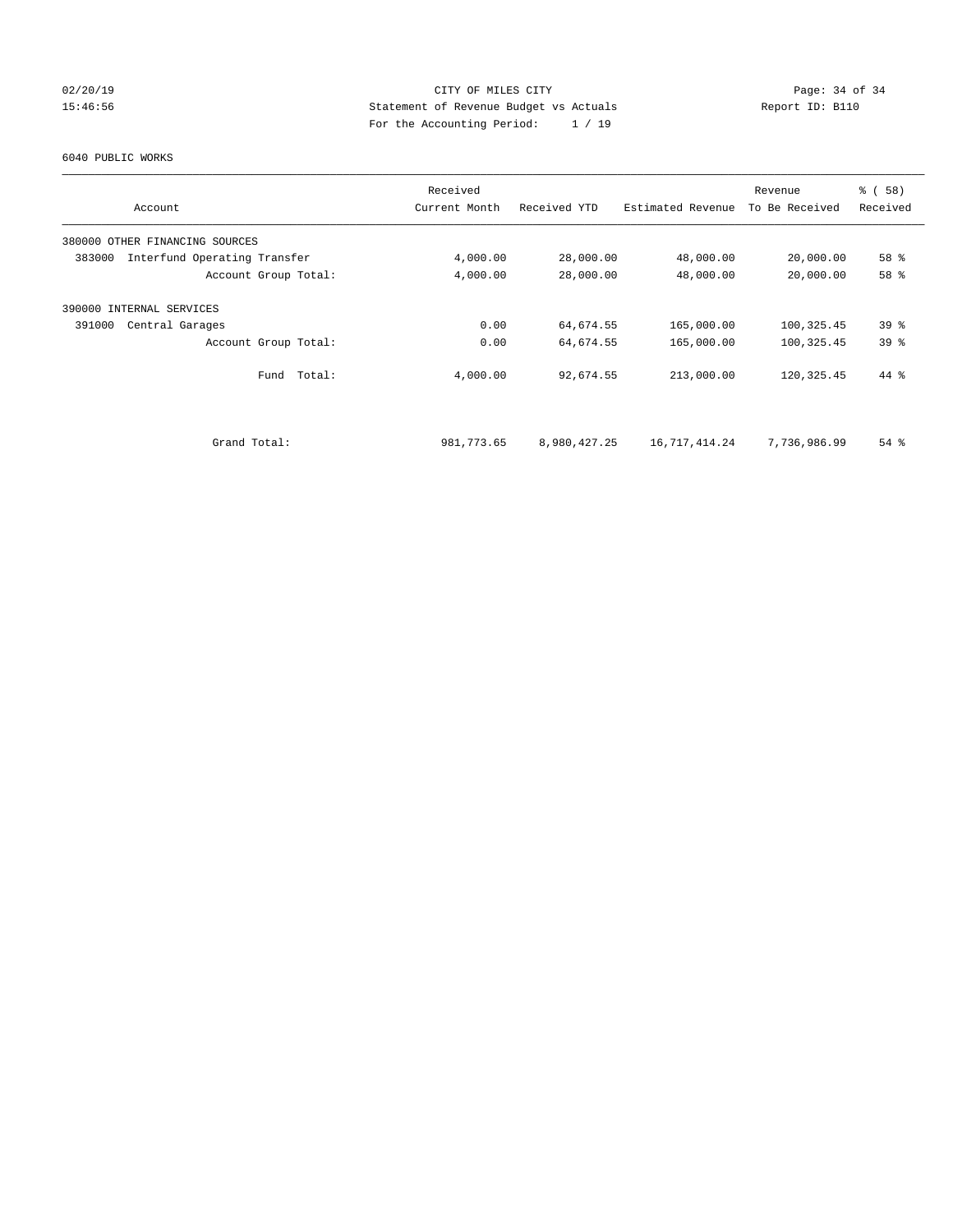02/20/19 CITY OF MILES CITY
15:46:56 Statement of Revenue Budget vs Actuals Report ID: B110
For the Accounting Period: 1 / 19

6040 PUBLIC WORKS

| Account | Received Current Month | Received YTD | Estimated Revenue | Revenue To Be Received | % ( 58) Received |
|---|---|---|---|---|---|
| 380000 OTHER FINANCING SOURCES | | | | | |
| 383000 Interfund Operating Transfer | 4,000.00 | 28,000.00 | 48,000.00 | 20,000.00 | 58 % |
| Account Group Total: | 4,000.00 | 28,000.00 | 48,000.00 | 20,000.00 | 58 % |
| 390000 INTERNAL SERVICES | | | | | |
| 391000 Central Garages | 0.00 | 64,674.55 | 165,000.00 | 100,325.45 | 39 % |
| Account Group Total: | 0.00 | 64,674.55 | 165,000.00 | 100,325.45 | 39 % |
| Fund Total: | 4,000.00 | 92,674.55 | 213,000.00 | 120,325.45 | 44 % |
| Grand Total: | 981,773.65 | 8,980,427.25 | 16,717,414.24 | 7,736,986.99 | 54 % |